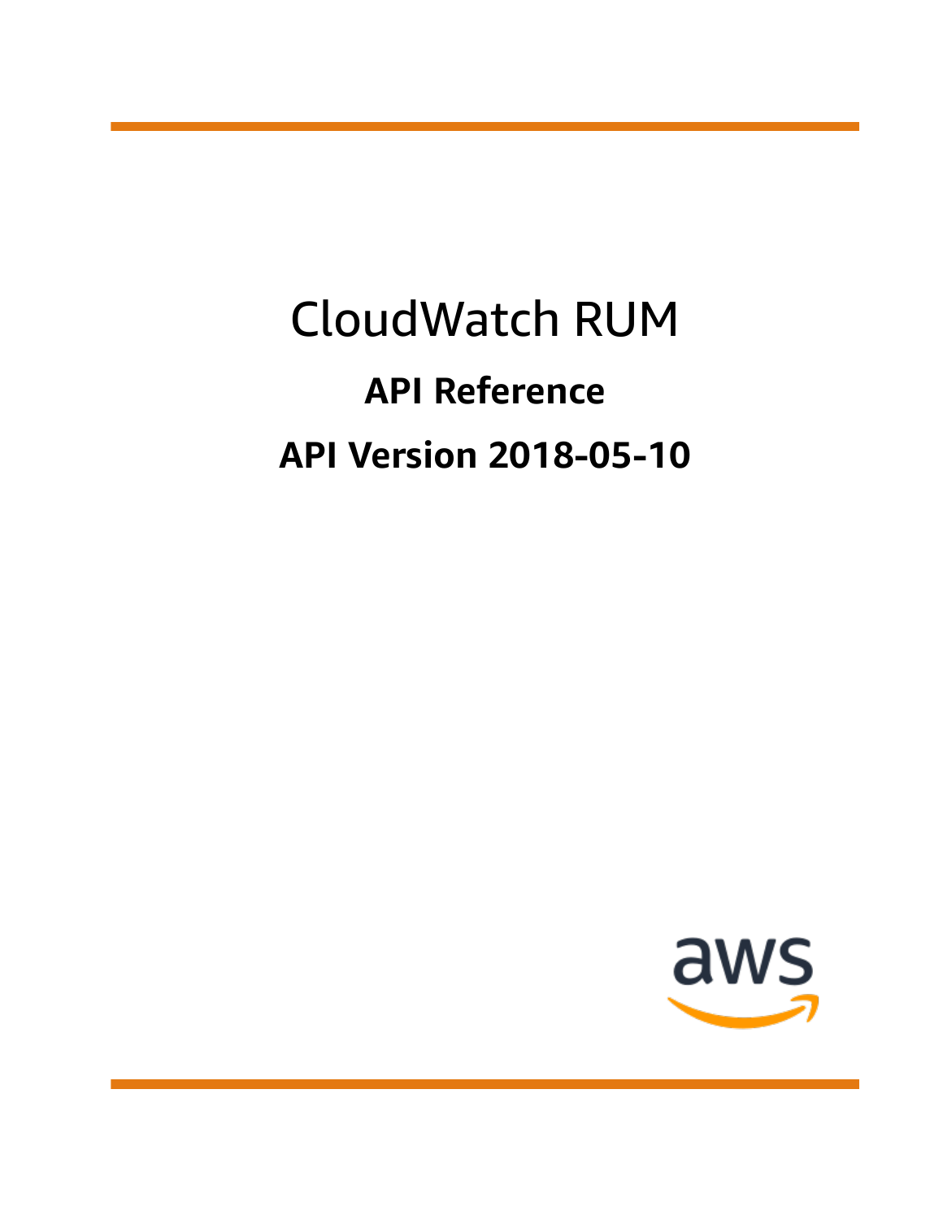# CloudWatch RUM

## API Reference

## API Version 2018-05-10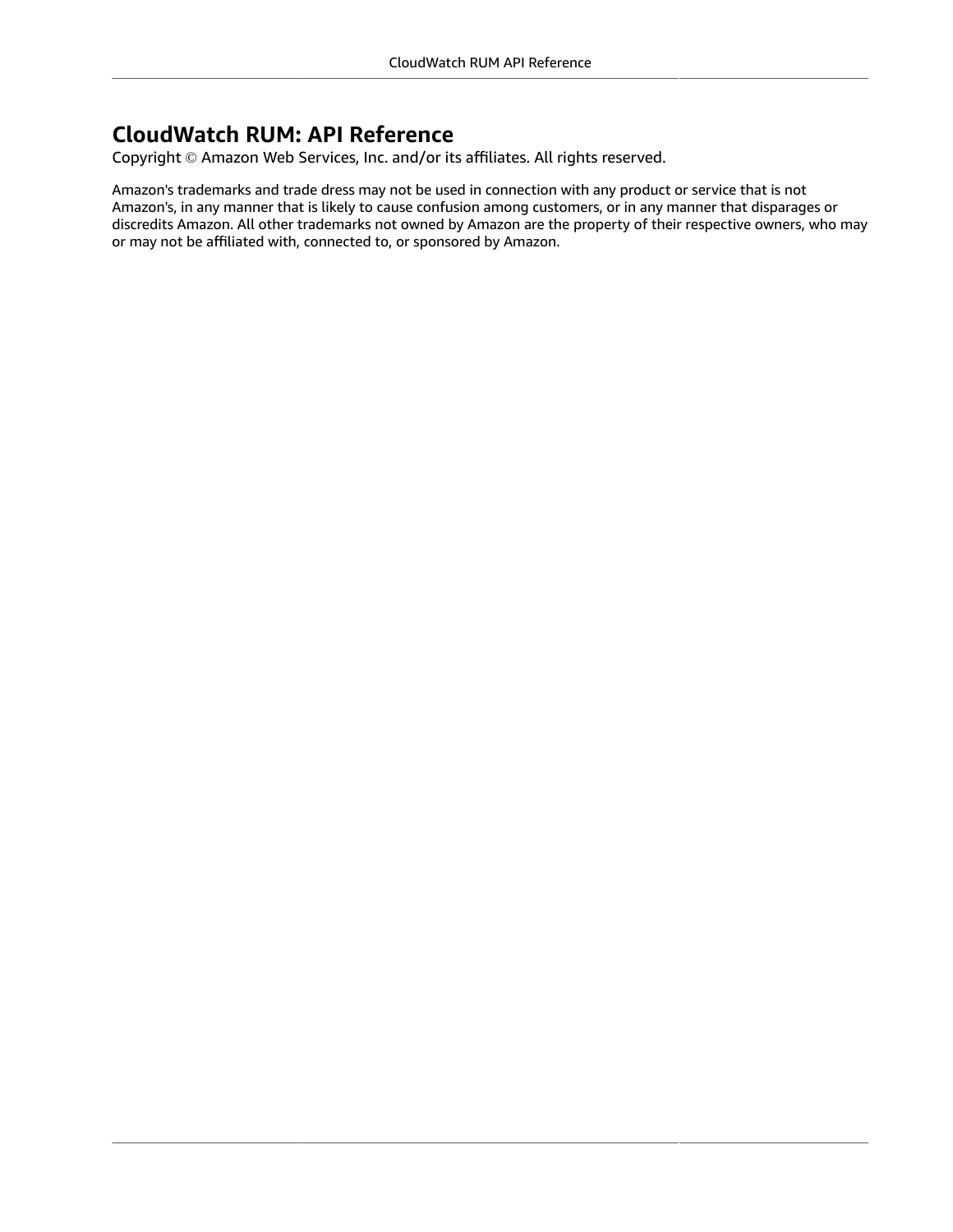# CloudWatch RUM: API Reference

Copyright © Amazon Web Services, Inc. and/or its affiliates. All rights reserved.

Amazon's trademarks and trade dress may not be used in connection with any product or service that is not Amazon's, in any manner that is likely to cause confusion among customers, or in any manner that disparages or discredits Amazon. All other trademarks not owned by Amazon are the property of their respective owners, who may or may not be affiliated with, connected to, or sponsored by Amazon.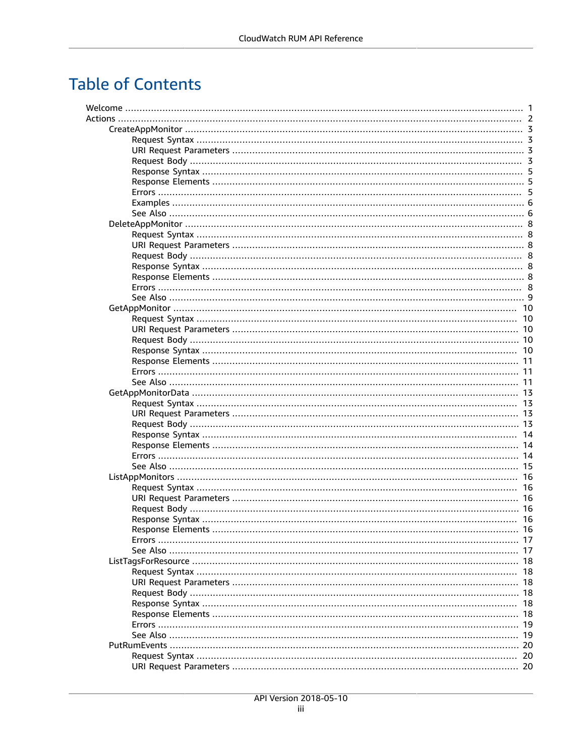# Table of Contents

- Welcome ..... 1
- Actions ..... 2
  - CreateAppMonitor ..... 3
    - Request Syntax ..... 3
    - URI Request Parameters ..... 3
    - Request Body ..... 3
    - Response Syntax ..... 5
    - Response Elements ..... 5
    - Errors ..... 5
    - Examples ..... 6
    - See Also ..... 6
  - DeleteAppMonitor ..... 8
    - Request Syntax ..... 8
    - URI Request Parameters ..... 8
    - Request Body ..... 8
    - Response Syntax ..... 8
    - Response Elements ..... 8
    - Errors ..... 8
    - See Also ..... 9
  - GetAppMonitor ..... 10
    - Request Syntax ..... 10
    - URI Request Parameters ..... 10
    - Request Body ..... 10
    - Response Syntax ..... 10
    - Response Elements ..... 11
    - Errors ..... 11
    - See Also ..... 11
  - GetAppMonitorData ..... 13
    - Request Syntax ..... 13
    - URI Request Parameters ..... 13
    - Request Body ..... 13
    - Response Syntax ..... 14
    - Response Elements ..... 14
    - Errors ..... 14
    - See Also ..... 15
  - ListAppMonitors ..... 16
    - Request Syntax ..... 16
    - URI Request Parameters ..... 16
    - Request Body ..... 16
    - Response Syntax ..... 16
    - Response Elements ..... 16
    - Errors ..... 17
    - See Also ..... 17
  - ListTagsForResource ..... 18
    - Request Syntax ..... 18
    - URI Request Parameters ..... 18
    - Request Body ..... 18
    - Response Syntax ..... 18
    - Response Elements ..... 18
    - Errors ..... 19
    - See Also ..... 19
  - PutRumEvents ..... 20
    - Request Syntax ..... 20
    - URI Request Parameters ..... 20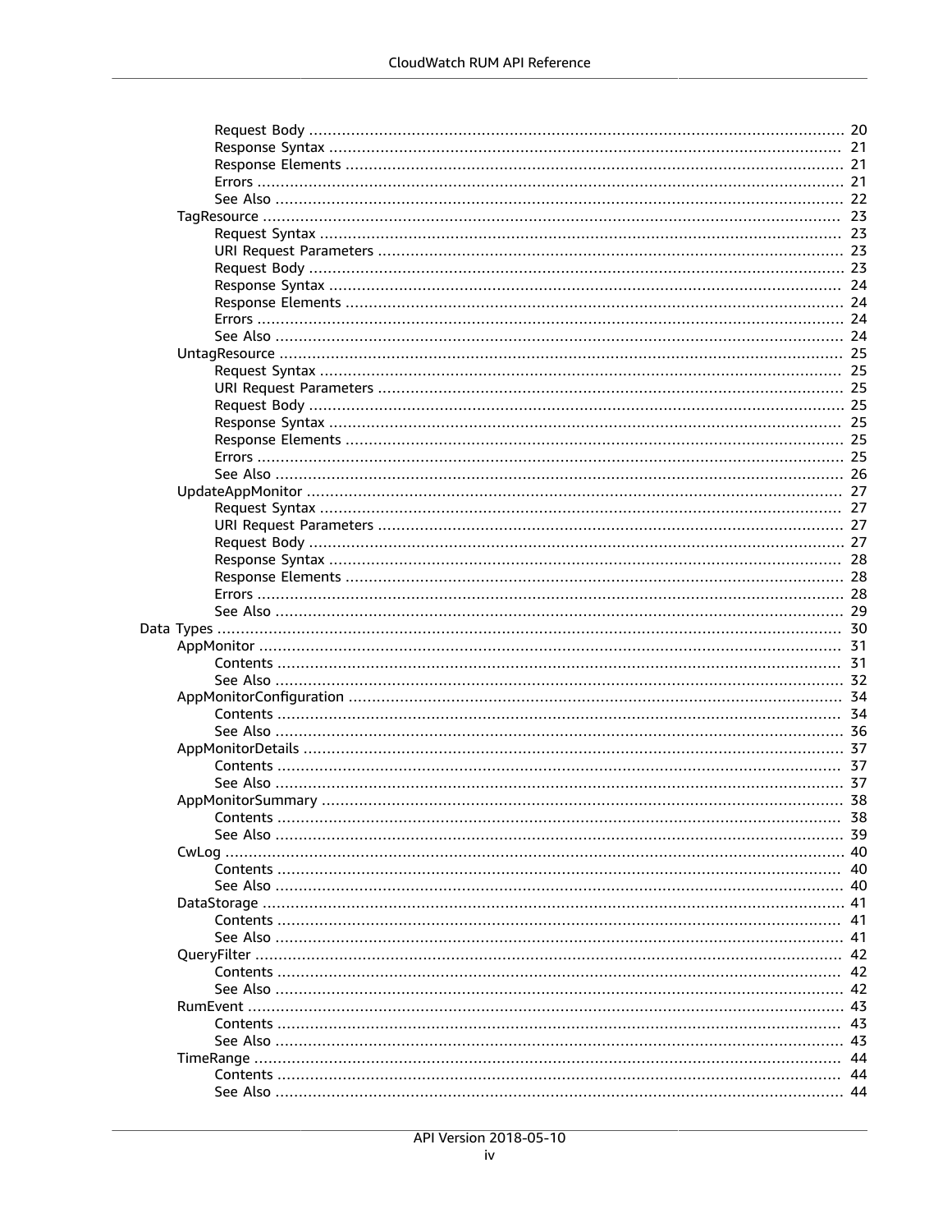- Request Body ... 20
- Response Syntax ... 21
- Response Elements ... 21
- Errors ... 21
- See Also ... 22

- TagResource ... 23
  - Request Syntax ... 23
  - URI Request Parameters ... 23
  - Request Body ... 23
  - Response Syntax ... 24
  - Response Elements ... 24
  - Errors ... 24
  - See Also ... 24
- UntagResource ... 25
  - Request Syntax ... 25
  - URI Request Parameters ... 25
  - Request Body ... 25
  - Response Syntax ... 25
  - Response Elements ... 25
  - Errors ... 25
  - See Also ... 26
- UpdateAppMonitor ... 27
  - Request Syntax ... 27
  - URI Request Parameters ... 27
  - Request Body ... 27
  - Response Syntax ... 28
  - Response Elements ... 28
  - Errors ... 28
  - See Also ... 29

Data Types ... 30

- AppMonitor ... 31
  - Contents ... 31
  - See Also ... 32
- AppMonitorConfiguration ... 34
  - Contents ... 34
  - See Also ... 36
- AppMonitorDetails ... 37
  - Contents ... 37
  - See Also ... 37
- AppMonitorSummary ... 38
  - Contents ... 38
  - See Also ... 39
- CwLog ... 40
  - Contents ... 40
  - See Also ... 40
- DataStorage ... 41
  - Contents ... 41
  - See Also ... 41
- QueryFilter ... 42
  - Contents ... 42
  - See Also ... 42
- RumEvent ... 43
  - Contents ... 43
  - See Also ... 43
- TimeRange ... 44
  - Contents ... 44
  - See Also ... 44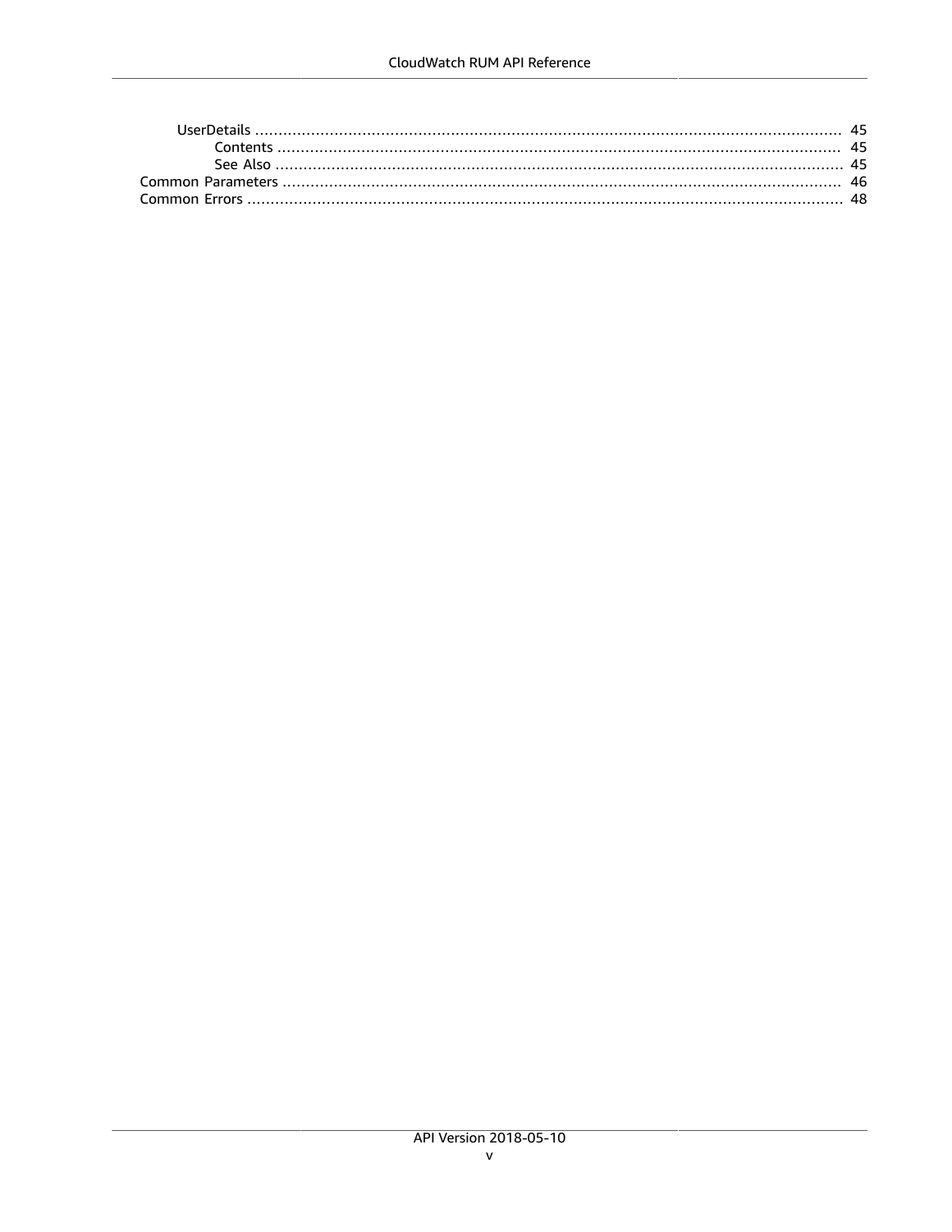- UserDetails ..... 45
  - Contents ..... 45
  - See Also ..... 45
- Common Parameters ..... 46
- Common Errors ..... 48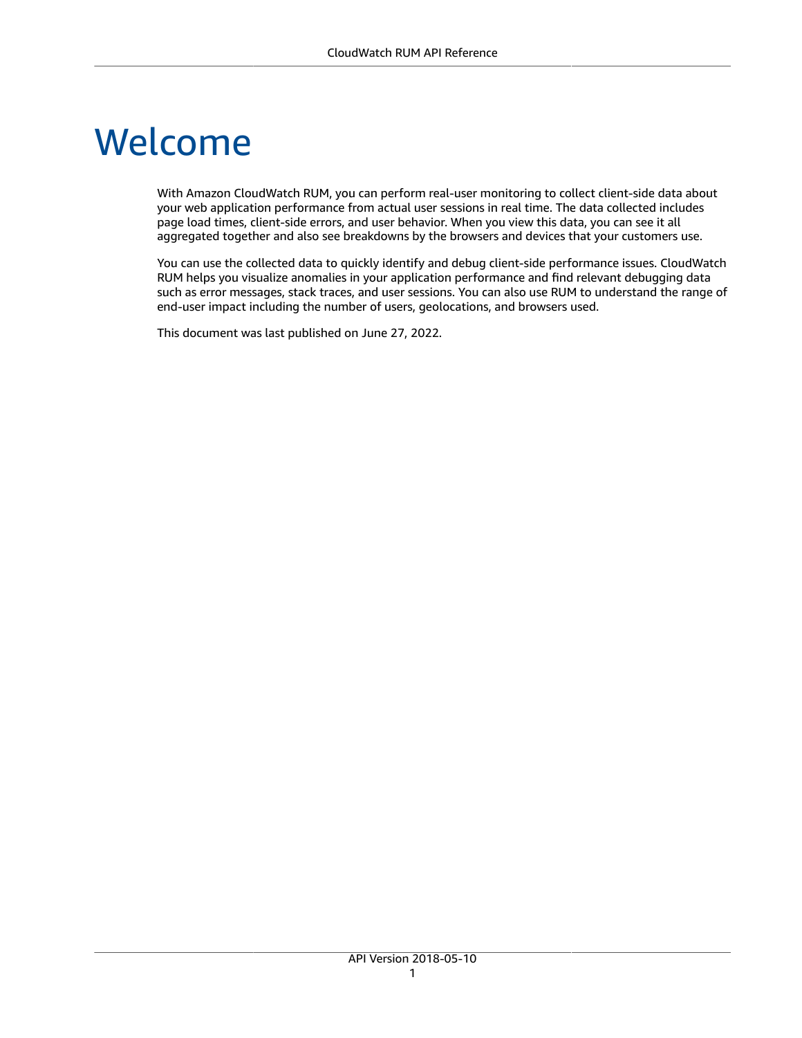# Welcome

With Amazon CloudWatch RUM, you can perform real-user monitoring to collect client-side data about your web application performance from actual user sessions in real time. The data collected includes page load times, client-side errors, and user behavior. When you view this data, you can see it all aggregated together and also see breakdowns by the browsers and devices that your customers use.

You can use the collected data to quickly identify and debug client-side performance issues. CloudWatch RUM helps you visualize anomalies in your application performance and find relevant debugging data such as error messages, stack traces, and user sessions. You can also use RUM to understand the range of end-user impact including the number of users, geolocations, and browsers used.

This document was last published on June 27, 2022.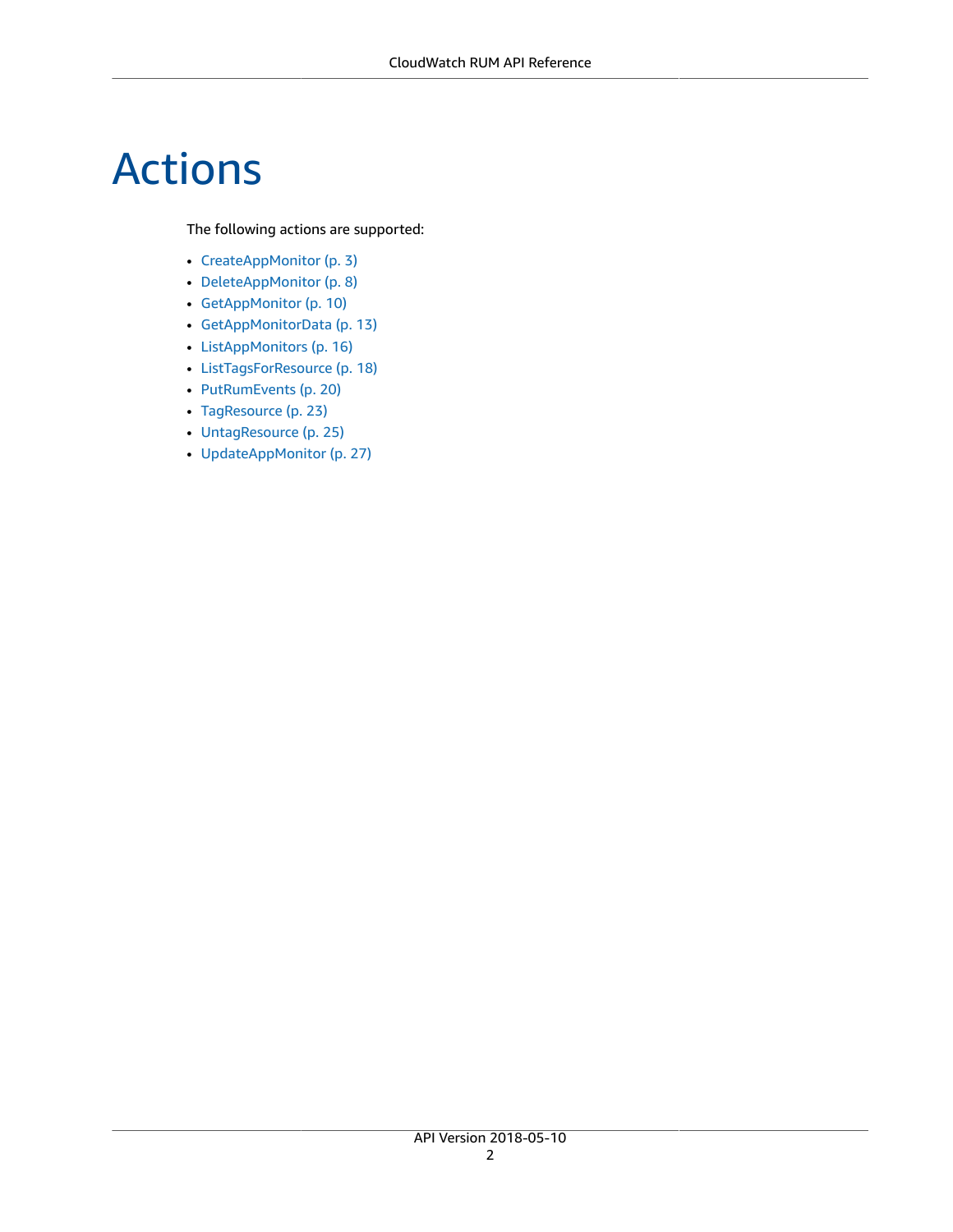# Actions

The following actions are supported:

- CreateAppMonitor (p. 3)
- DeleteAppMonitor (p. 8)
- GetAppMonitor (p. 10)
- GetAppMonitorData (p. 13)
- ListAppMonitors (p. 16)
- ListTagsForResource (p. 18)
- PutRumEvents (p. 20)
- TagResource (p. 23)
- UntagResource (p. 25)
- UpdateAppMonitor (p. 27)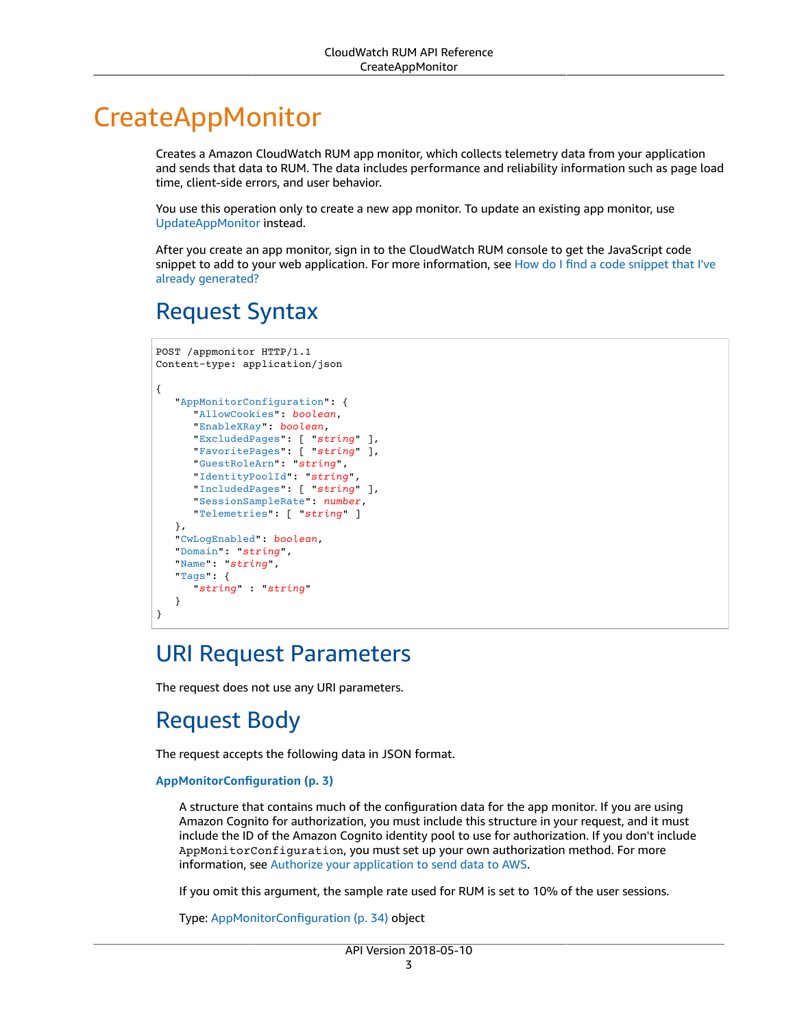# CreateAppMonitor

Creates a Amazon CloudWatch RUM app monitor, which collects telemetry data from your application and sends that data to RUM. The data includes performance and reliability information such as page load time, client-side errors, and user behavior.

You use this operation only to create a new app monitor. To update an existing app monitor, use UpdateAppMonitor instead.

After you create an app monitor, sign in to the CloudWatch RUM console to get the JavaScript code snippet to add to your web application. For more information, see How do I find a code snippet that I've already generated?

## Request Syntax

```
POST /appmonitor HTTP/1.1
Content-type: application/json

{
   "AppMonitorConfiguration": {
      "AllowCookies": boolean,
      "EnableXRay": boolean,
      "ExcludedPages": [ "string" ],
      "FavoritePages": [ "string" ],
      "GuestRoleArn": "string",
      "IdentityPoolId": "string",
      "IncludedPages": [ "string" ],
      "SessionSampleRate": number,
      "Telemetries": [ "string" ]
   },
   "CwLogEnabled": boolean,
   "Domain": "string",
   "Name": "string",
   "Tags": {
      "string" : "string"
   }
}
```

## URI Request Parameters

The request does not use any URI parameters.

## Request Body

The request accepts the following data in JSON format.

**AppMonitorConfiguration (p. 3)**

A structure that contains much of the configuration data for the app monitor. If you are using Amazon Cognito for authorization, you must include this structure in your request, and it must include the ID of the Amazon Cognito identity pool to use for authorization. If you don't include `AppMonitorConfiguration`, you must set up your own authorization method. For more information, see Authorize your application to send data to AWS.

If you omit this argument, the sample rate used for RUM is set to 10% of the user sessions.

Type: AppMonitorConfiguration (p. 34) object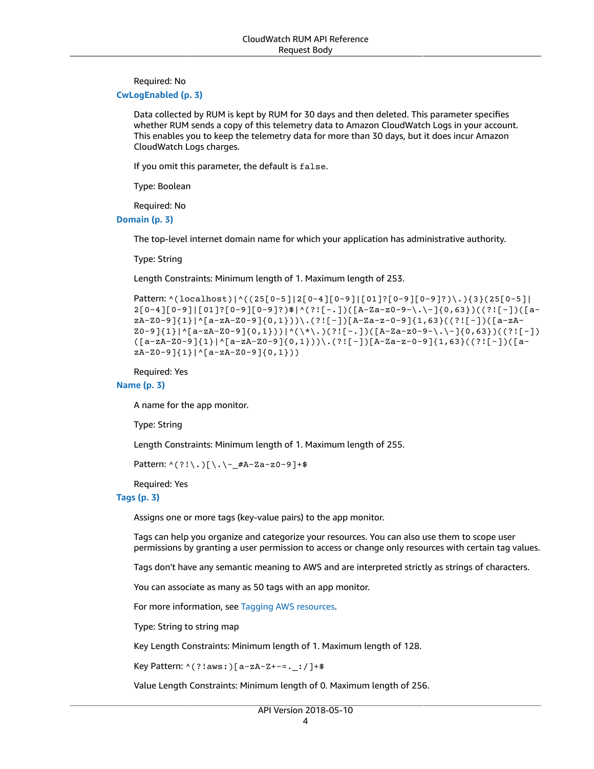Required: No

**CwLogEnabled (p. 3)**

Data collected by RUM is kept by RUM for 30 days and then deleted. This parameter specifies whether RUM sends a copy of this telemetry data to Amazon CloudWatch Logs in your account. This enables you to keep the telemetry data for more than 30 days, but it does incur Amazon CloudWatch Logs charges.

If you omit this parameter, the default is `false`.

Type: Boolean

Required: No

**Domain (p. 3)**

The top-level internet domain name for which your application has administrative authority.

Type: String

Length Constraints: Minimum length of 1. Maximum length of 253.

Pattern: `^(localhost)|^((25[0-5]|2[0-4][0-9]|[01]?[0-9][0-9]?)\.){3}(25[0-5]|2[0-4][0-9]|[01]?[0-9][0-9]?)$|^(?![-.])([A-Za-z0-9-\.\-]{0,63})((?![-])([a-zA-Z0-9]{1}|^[a-zA-Z0-9]{0,1}))\.(?![-])[A-Za-z-0-9]{1,63}((?![-])([a-zA-Z0-9]{1}|^[a-zA-Z0-9]{0,1}))|^(\*\.)(?![-.])([A-Za-z0-9-\.\-]{0,63})((?![-])([a-zA-Z0-9]{1}|^[a-zA-Z0-9]{0,1}))\.(?![-])[A-Za-z-0-9]{1,63}((?![-])([a-zA-Z0-9]{1}|^[a-zA-Z0-9]{0,1}))`

Required: Yes

**Name (p. 3)**

A name for the app monitor.

Type: String

Length Constraints: Minimum length of 1. Maximum length of 255.

Pattern: `^(?!\.)[\.\-_#A-Za-z0-9]+$`

Required: Yes

**Tags (p. 3)**

Assigns one or more tags (key-value pairs) to the app monitor.

Tags can help you organize and categorize your resources. You can also use them to scope user permissions by granting a user permission to access or change only resources with certain tag values.

Tags don't have any semantic meaning to AWS and are interpreted strictly as strings of characters.

You can associate as many as 50 tags with an app monitor.

For more information, see Tagging AWS resources.

Type: String to string map

Key Length Constraints: Minimum length of 1. Maximum length of 128.

Key Pattern: `^(?!aws:)[a-zA-Z+-=._:/]+$`

Value Length Constraints: Minimum length of 0. Maximum length of 256.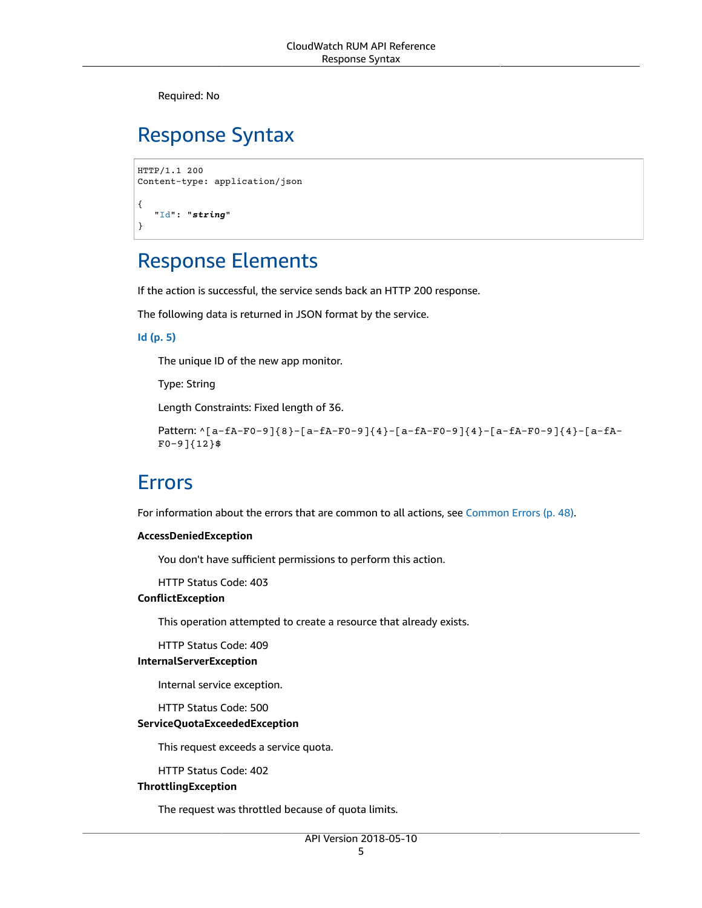Required: No

## Response Syntax

```
HTTP/1.1 200
Content-type: application/json

{
   "Id": "string"
}
```

## Response Elements

If the action is successful, the service sends back an HTTP 200 response.

The following data is returned in JSON format by the service.

**Id (p. 5)**

The unique ID of the new app monitor.

Type: String

Length Constraints: Fixed length of 36.

Pattern: `^[a-fA-F0-9]{8}-[a-fA-F0-9]{4}-[a-fA-F0-9]{4}-[a-fA-F0-9]{4}-[a-fA-F0-9]{12}$`

## Errors

For information about the errors that are common to all actions, see Common Errors (p. 48).

**AccessDeniedException**

You don't have sufficient permissions to perform this action.

HTTP Status Code: 403

**ConflictException**

This operation attempted to create a resource that already exists.

HTTP Status Code: 409

**InternalServerException**

Internal service exception.

HTTP Status Code: 500

**ServiceQuotaExceededException**

This request exceeds a service quota.

HTTP Status Code: 402

**ThrottlingException**

The request was throttled because of quota limits.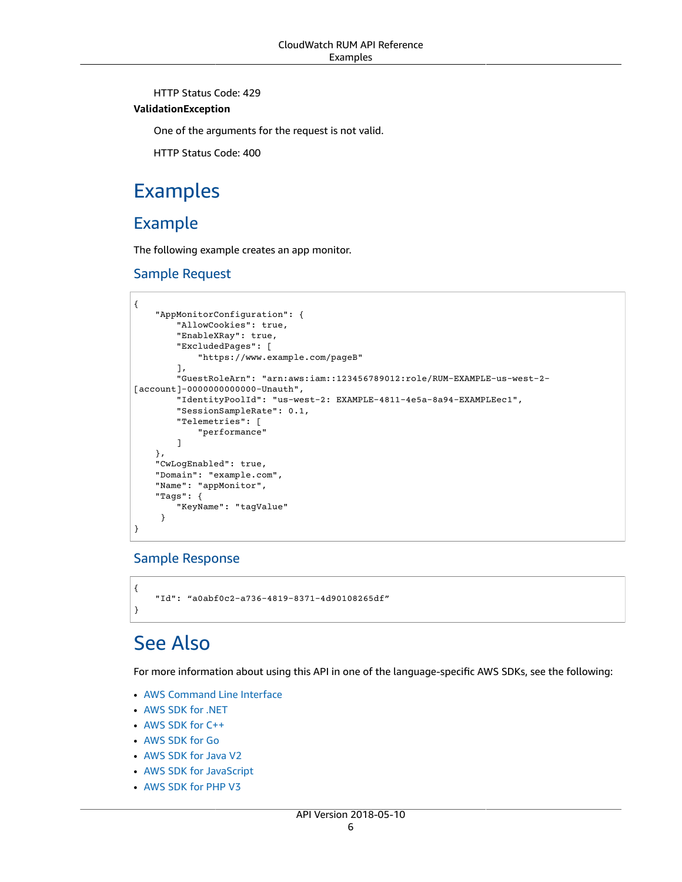HTTP Status Code: 429

**ValidationException**

One of the arguments for the request is not valid.

HTTP Status Code: 400

# Examples

## Example

The following example creates an app monitor.

### Sample Request

```
{
    "AppMonitorConfiguration": {
        "AllowCookies": true,
        "EnableXRay": true,
        "ExcludedPages": [
            "https://www.example.com/pageB"
        ],
        "GuestRoleArn": "arn:aws:iam::123456789012:role/RUM-EXAMPLE-us-west-2-
[account]-0000000000000-Unauth",
        "IdentityPoolId": "us-west-2: EXAMPLE-4811-4e5a-8a94-EXAMPLEec1",
        "SessionSampleRate": 0.1,
        "Telemetries": [
            "performance"
        ]
    },
    "CwLogEnabled": true,
    "Domain": "example.com",
    "Name": "appMonitor",
    "Tags": {
        "KeyName": "tagValue"
     }
}
```

### Sample Response

```
{
    "Id": “a0abf0c2-a736-4819-8371-4d90108265df”
}
```

# See Also

For more information about using this API in one of the language-specific AWS SDKs, see the following:

- AWS Command Line Interface
- AWS SDK for .NET
- AWS SDK for C++
- AWS SDK for Go
- AWS SDK for Java V2
- AWS SDK for JavaScript
- AWS SDK for PHP V3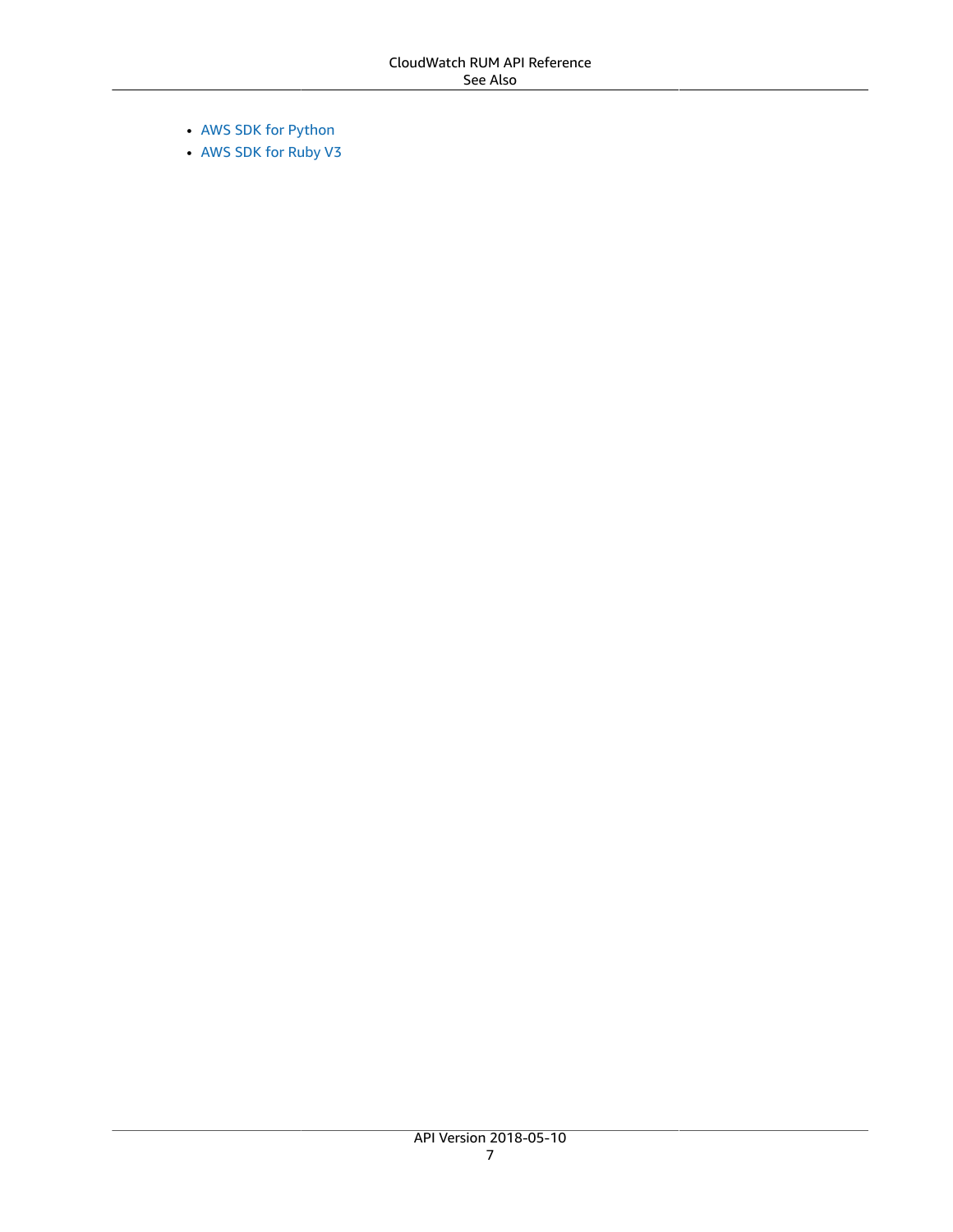- AWS SDK for Python
- AWS SDK for Ruby V3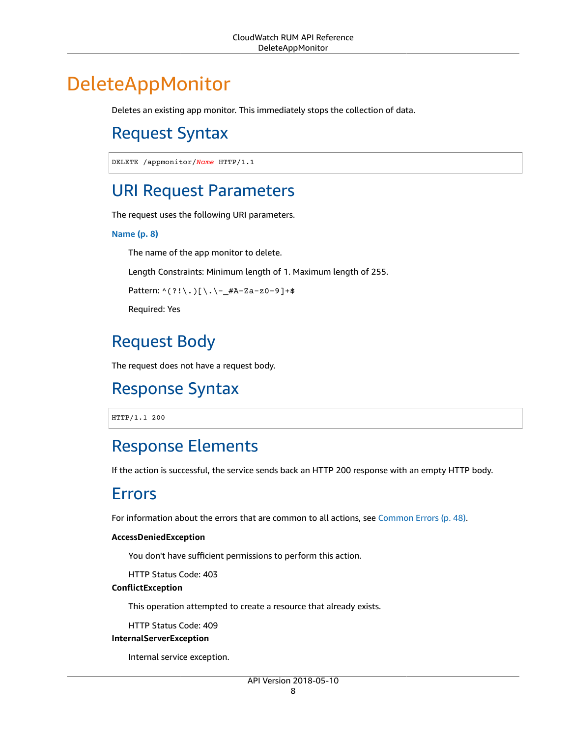# DeleteAppMonitor

Deletes an existing app monitor. This immediately stops the collection of data.

## Request Syntax

```
DELETE /appmonitor/Name HTTP/1.1
```

## URI Request Parameters

The request uses the following URI parameters.

**Name (p. 8)**

The name of the app monitor to delete.

Length Constraints: Minimum length of 1. Maximum length of 255.

Pattern: `^(?!\.)[\.\-_#A-Za-z0-9]+$`

Required: Yes

## Request Body

The request does not have a request body.

## Response Syntax

```
HTTP/1.1 200
```

## Response Elements

If the action is successful, the service sends back an HTTP 200 response with an empty HTTP body.

## Errors

For information about the errors that are common to all actions, see Common Errors (p. 48).

**AccessDeniedException**

You don't have sufficient permissions to perform this action.

HTTP Status Code: 403

**ConflictException**

This operation attempted to create a resource that already exists.

HTTP Status Code: 409

**InternalServerException**

Internal service exception.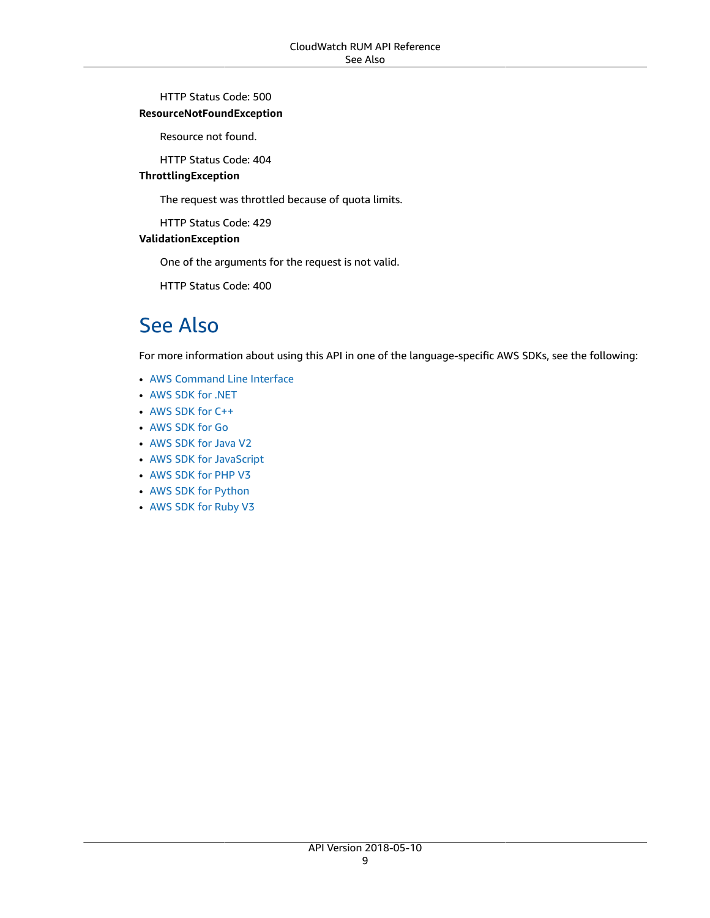HTTP Status Code: 500

**ResourceNotFoundException**

Resource not found.

HTTP Status Code: 404

**ThrottlingException**

The request was throttled because of quota limits.

HTTP Status Code: 429

**ValidationException**

One of the arguments for the request is not valid.

HTTP Status Code: 400

## See Also

For more information about using this API in one of the language-specific AWS SDKs, see the following:

- AWS Command Line Interface
- AWS SDK for .NET
- AWS SDK for C++
- AWS SDK for Go
- AWS SDK for Java V2
- AWS SDK for JavaScript
- AWS SDK for PHP V3
- AWS SDK for Python
- AWS SDK for Ruby V3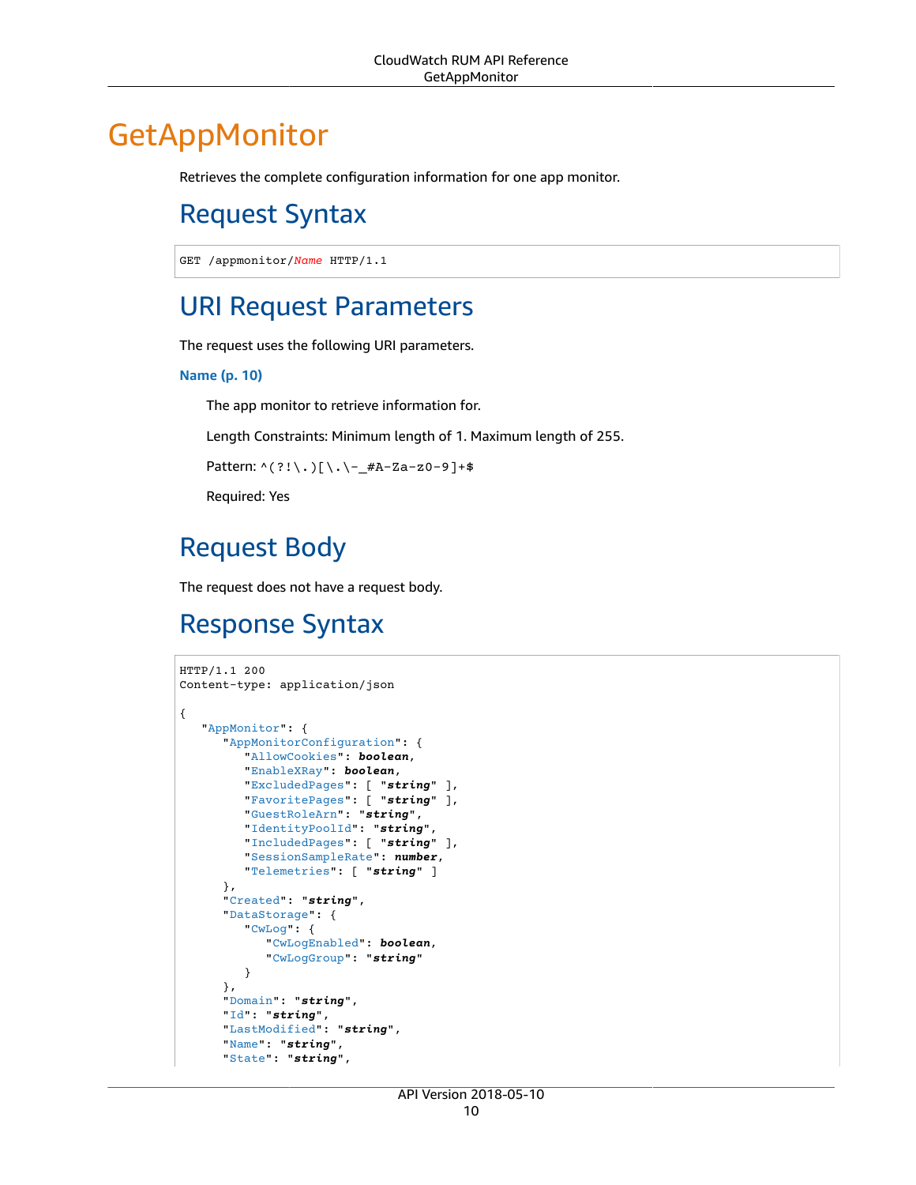# GetAppMonitor

Retrieves the complete configuration information for one app monitor.

## Request Syntax

```
GET /appmonitor/Name HTTP/1.1
```

## URI Request Parameters

The request uses the following URI parameters.

**Name (p. 10)**

The app monitor to retrieve information for.

Length Constraints: Minimum length of 1. Maximum length of 255.

Pattern: `^(?!\.)[\.\-_#A-Za-z0-9]+$`

Required: Yes

## Request Body

The request does not have a request body.

## Response Syntax

```
HTTP/1.1 200
Content-type: application/json

{
   "AppMonitor": {
      "AppMonitorConfiguration": {
         "AllowCookies": boolean,
         "EnableXRay": boolean,
         "ExcludedPages": [ "string" ],
         "FavoritePages": [ "string" ],
         "GuestRoleArn": "string",
         "IdentityPoolId": "string",
         "IncludedPages": [ "string" ],
         "SessionSampleRate": number,
         "Telemetries": [ "string" ]
      },
      "Created": "string",
      "DataStorage": {
         "CwLog": {
            "CwLogEnabled": boolean,
            "CwLogGroup": "string"
         }
      },
      "Domain": "string",
      "Id": "string",
      "LastModified": "string",
      "Name": "string",
      "State": "string",
```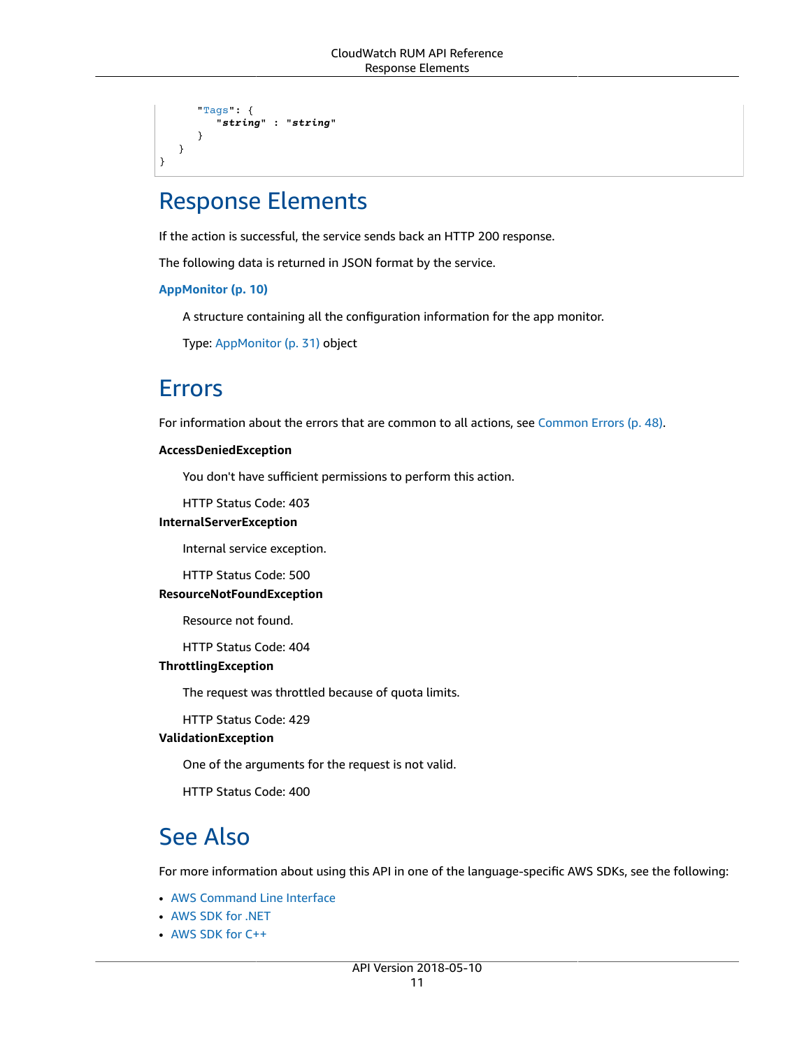```
      "Tags": {
         "string" : "string"
      }
   }
}
```

## Response Elements

If the action is successful, the service sends back an HTTP 200 response.

The following data is returned in JSON format by the service.

**AppMonitor (p. 10)**

A structure containing all the configuration information for the app monitor.

Type: AppMonitor (p. 31) object

## Errors

For information about the errors that are common to all actions, see Common Errors (p. 48).

**AccessDeniedException**

You don't have sufficient permissions to perform this action.

HTTP Status Code: 403

**InternalServerException**

Internal service exception.

HTTP Status Code: 500

**ResourceNotFoundException**

Resource not found.

HTTP Status Code: 404

**ThrottlingException**

The request was throttled because of quota limits.

HTTP Status Code: 429

**ValidationException**

One of the arguments for the request is not valid.

HTTP Status Code: 400

## See Also

For more information about using this API in one of the language-specific AWS SDKs, see the following:

- AWS Command Line Interface
- AWS SDK for .NET
- AWS SDK for C++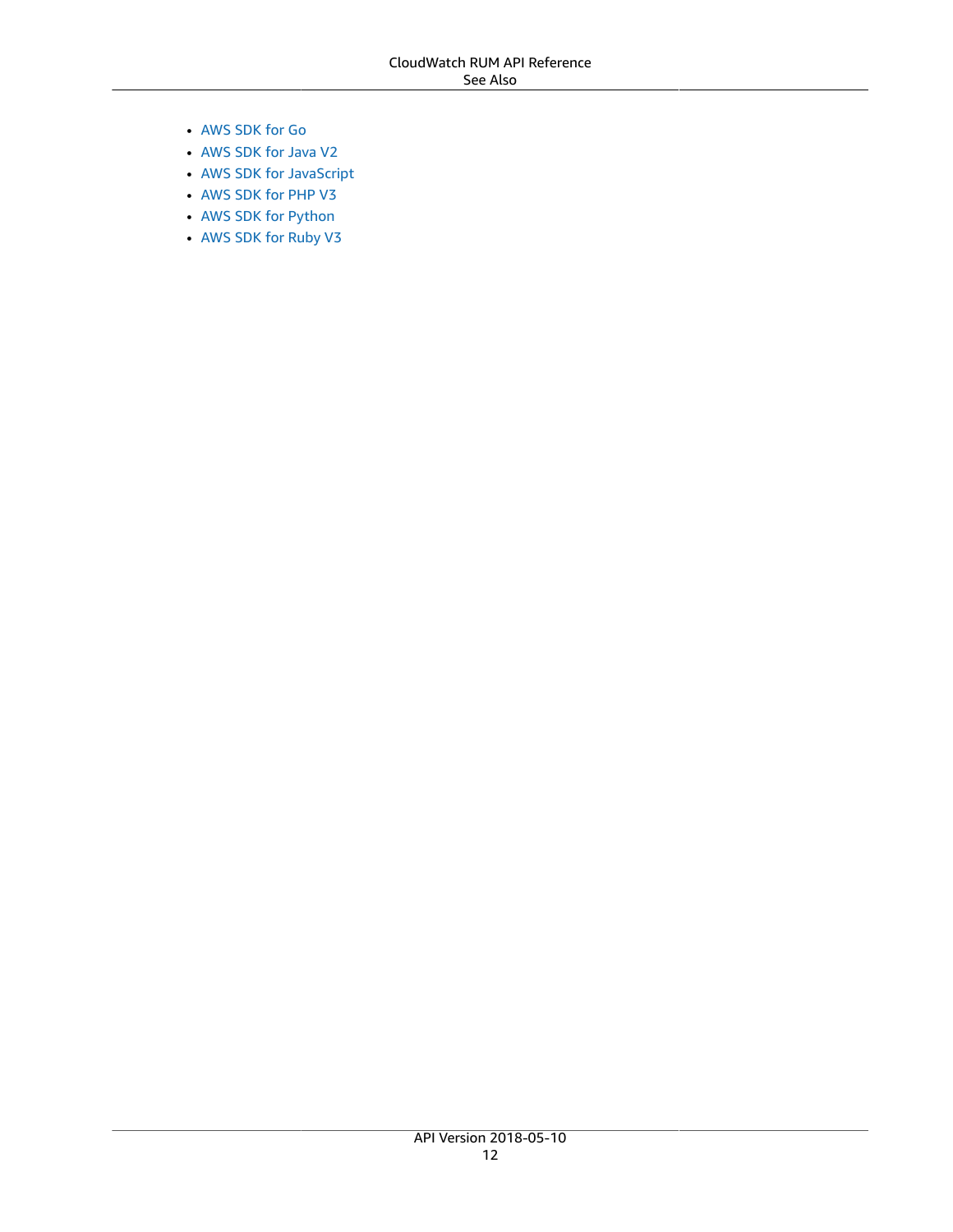- AWS SDK for Go
- AWS SDK for Java V2
- AWS SDK for JavaScript
- AWS SDK for PHP V3
- AWS SDK for Python
- AWS SDK for Ruby V3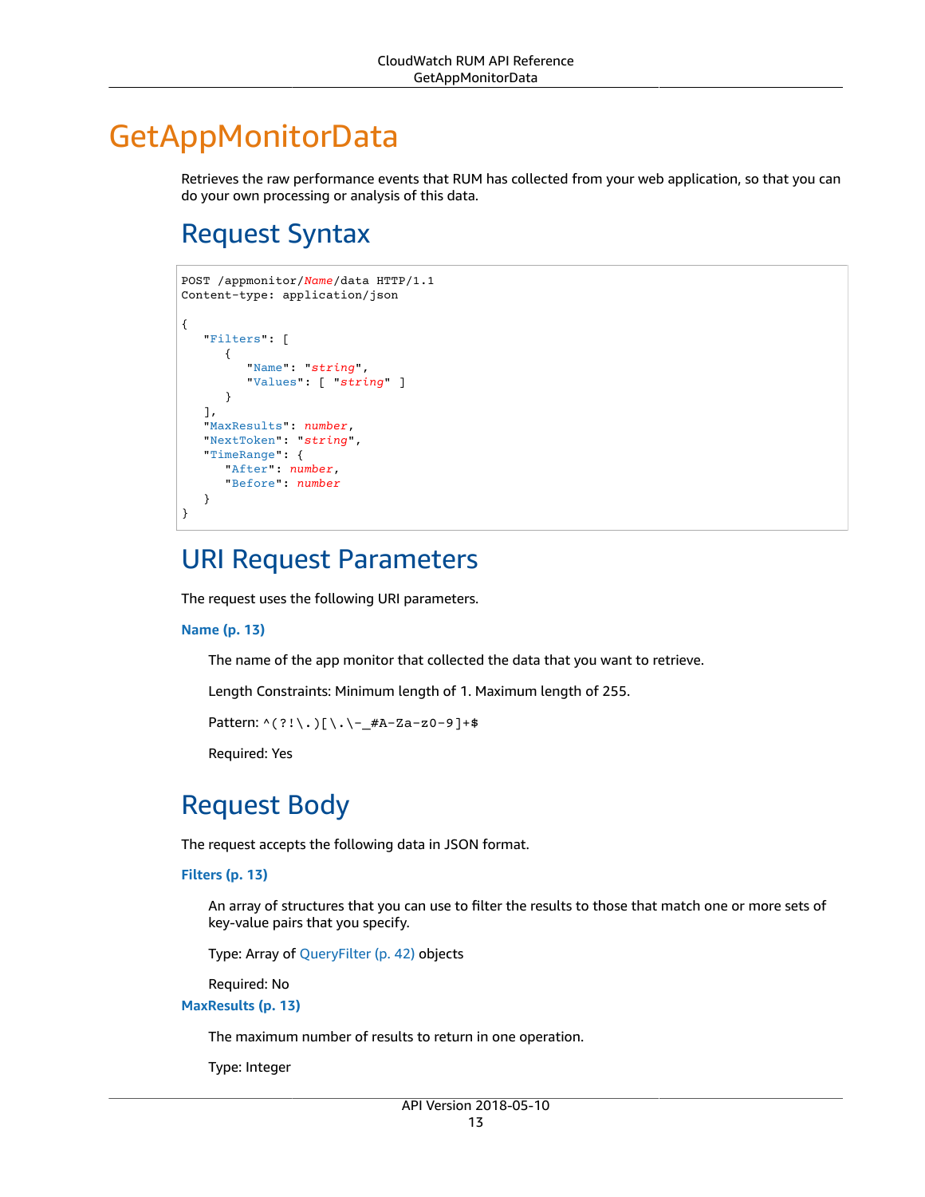# GetAppMonitorData

Retrieves the raw performance events that RUM has collected from your web application, so that you can do your own processing or analysis of this data.

## Request Syntax

```
POST /appmonitor/Name/data HTTP/1.1
Content-type: application/json

{
   "Filters": [
      {
         "Name": "string",
         "Values": [ "string" ]
      }
   ],
   "MaxResults": number,
   "NextToken": "string",
   "TimeRange": {
      "After": number,
      "Before": number
   }
}
```

## URI Request Parameters

The request uses the following URI parameters.

**Name (p. 13)**

The name of the app monitor that collected the data that you want to retrieve.

Length Constraints: Minimum length of 1. Maximum length of 255.

Pattern: `^(?!\.)[\.\-_#A-Za-z0-9]+$`

Required: Yes

## Request Body

The request accepts the following data in JSON format.

**Filters (p. 13)**

An array of structures that you can use to filter the results to those that match one or more sets of key-value pairs that you specify.

Type: Array of QueryFilter (p. 42) objects

Required: No

**MaxResults (p. 13)**

The maximum number of results to return in one operation.

Type: Integer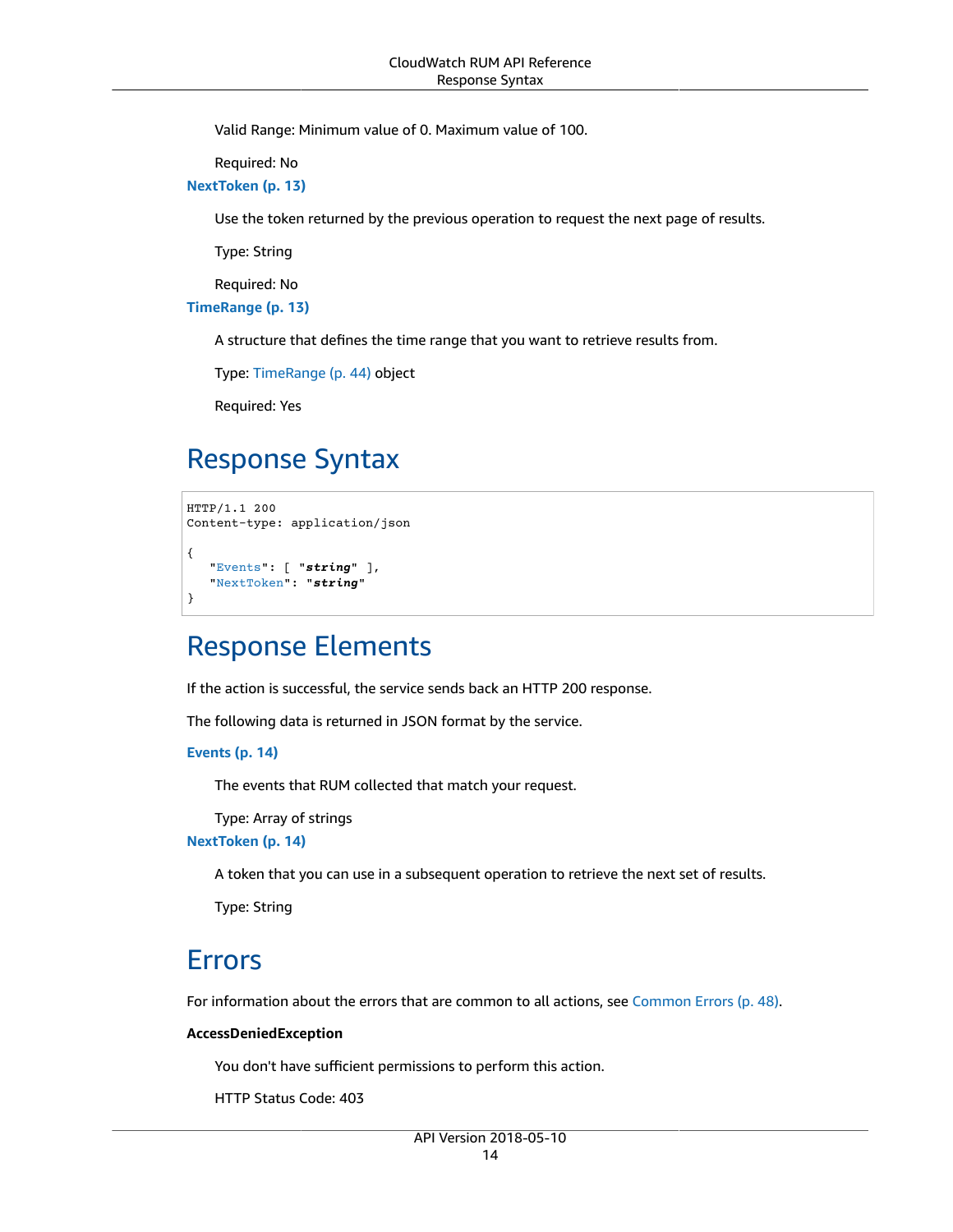Valid Range: Minimum value of 0. Maximum value of 100.

Required: No

**NextToken (p. 13)**

Use the token returned by the previous operation to request the next page of results.

Type: String

Required: No

**TimeRange (p. 13)**

A structure that defines the time range that you want to retrieve results from.

Type: TimeRange (p. 44) object

Required: Yes

## Response Syntax

```
HTTP/1.1 200
Content-type: application/json

{
   "Events": [ "string" ],
   "NextToken": "string"
}
```

## Response Elements

If the action is successful, the service sends back an HTTP 200 response.

The following data is returned in JSON format by the service.

**Events (p. 14)**

The events that RUM collected that match your request.

Type: Array of strings

**NextToken (p. 14)**

A token that you can use in a subsequent operation to retrieve the next set of results.

Type: String

## Errors

For information about the errors that are common to all actions, see Common Errors (p. 48).

**AccessDeniedException**

You don't have sufficient permissions to perform this action.

HTTP Status Code: 403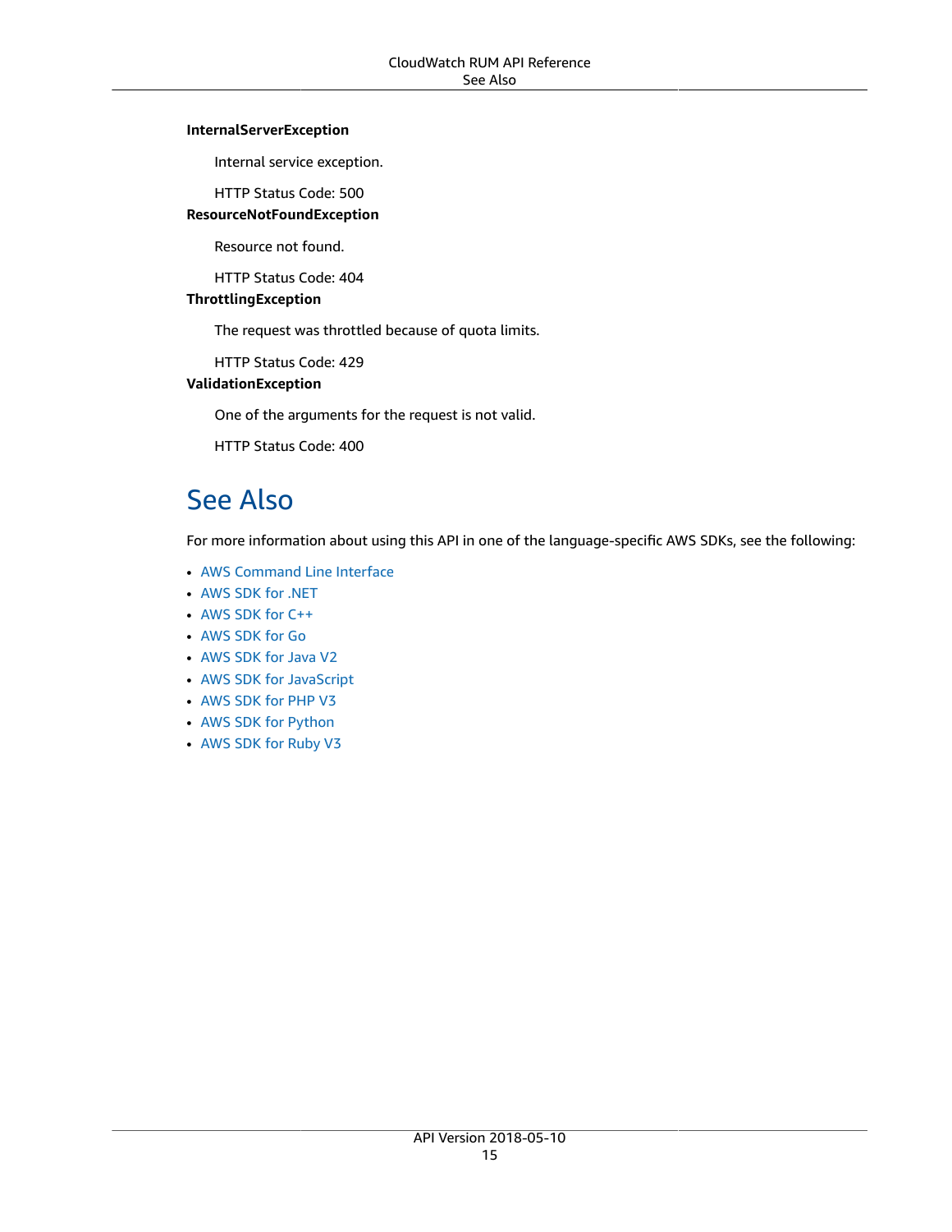**InternalServerException**

Internal service exception.

HTTP Status Code: 500

**ResourceNotFoundException**

Resource not found.

HTTP Status Code: 404

**ThrottlingException**

The request was throttled because of quota limits.

HTTP Status Code: 429

**ValidationException**

One of the arguments for the request is not valid.

HTTP Status Code: 400

## See Also

For more information about using this API in one of the language-specific AWS SDKs, see the following:

- AWS Command Line Interface
- AWS SDK for .NET
- AWS SDK for C++
- AWS SDK for Go
- AWS SDK for Java V2
- AWS SDK for JavaScript
- AWS SDK for PHP V3
- AWS SDK for Python
- AWS SDK for Ruby V3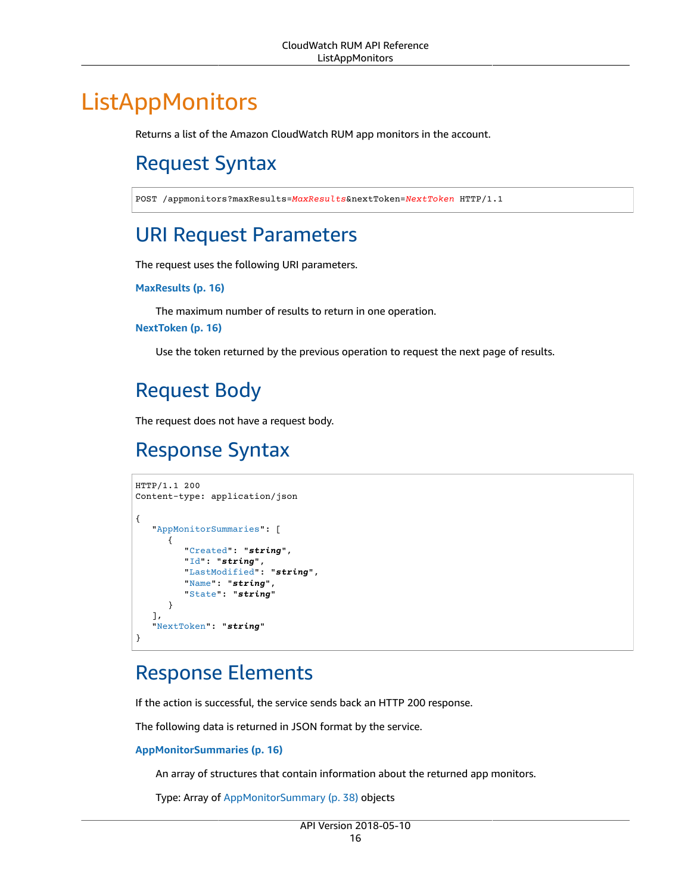# ListAppMonitors

Returns a list of the Amazon CloudWatch RUM app monitors in the account.

## Request Syntax

```
POST /appmonitors?maxResults=MaxResults&nextToken=NextToken HTTP/1.1
```

## URI Request Parameters

The request uses the following URI parameters.

**MaxResults (p. 16)**

The maximum number of results to return in one operation.

**NextToken (p. 16)**

Use the token returned by the previous operation to request the next page of results.

## Request Body

The request does not have a request body.

## Response Syntax

```
HTTP/1.1 200
Content-type: application/json

{
   "AppMonitorSummaries": [
      {
         "Created": "string",
         "Id": "string",
         "LastModified": "string",
         "Name": "string",
         "State": "string"
      }
   ],
   "NextToken": "string"
}
```

## Response Elements

If the action is successful, the service sends back an HTTP 200 response.

The following data is returned in JSON format by the service.

**AppMonitorSummaries (p. 16)**

An array of structures that contain information about the returned app monitors.

Type: Array of AppMonitorSummary (p. 38) objects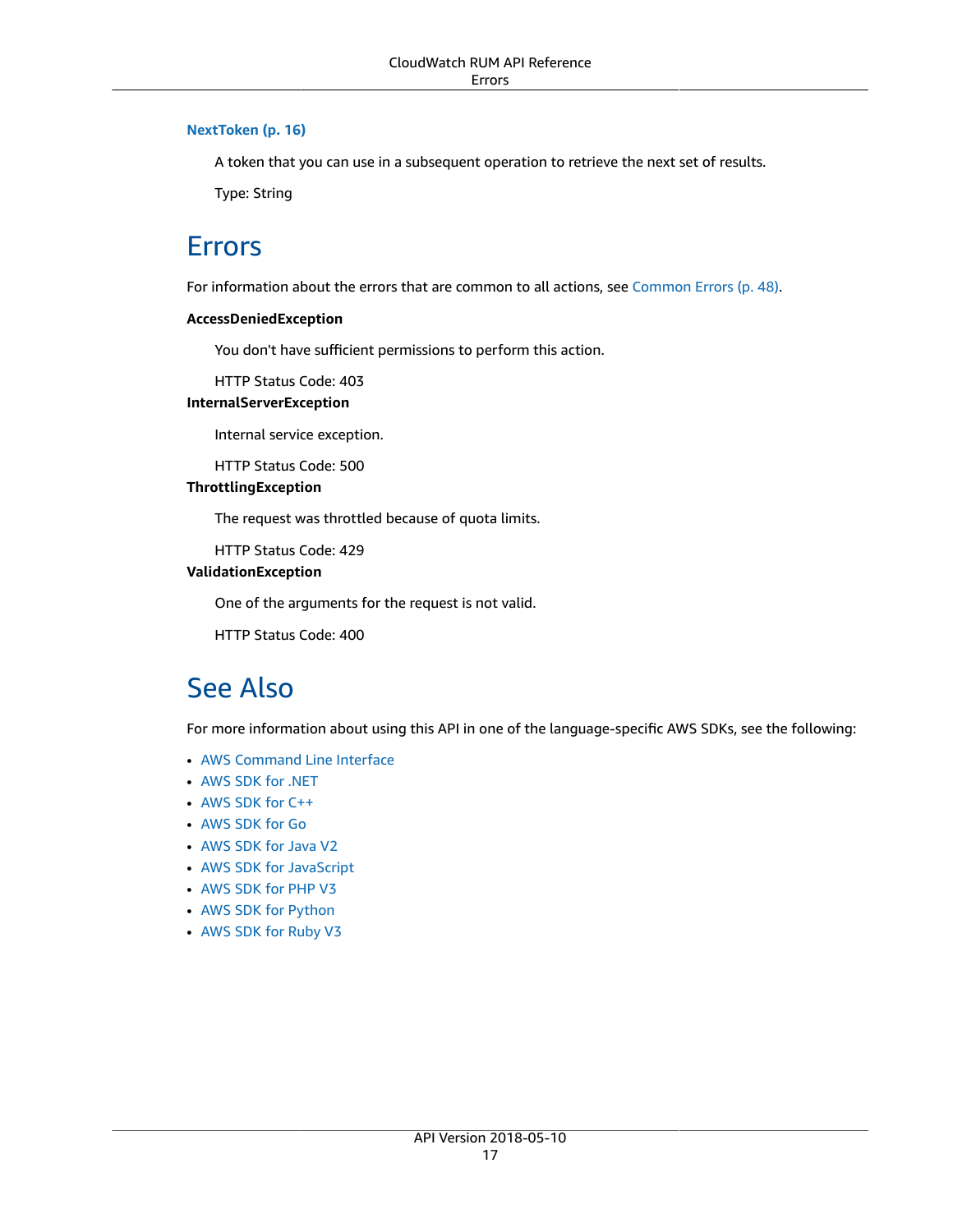**NextToken (p. 16)**

A token that you can use in a subsequent operation to retrieve the next set of results.

Type: String

## Errors

For information about the errors that are common to all actions, see Common Errors (p. 48).

**AccessDeniedException**

You don't have sufficient permissions to perform this action.

HTTP Status Code: 403

**InternalServerException**

Internal service exception.

HTTP Status Code: 500

**ThrottlingException**

The request was throttled because of quota limits.

HTTP Status Code: 429

**ValidationException**

One of the arguments for the request is not valid.

HTTP Status Code: 400

## See Also

For more information about using this API in one of the language-specific AWS SDKs, see the following:

- AWS Command Line Interface
- AWS SDK for .NET
- AWS SDK for C++
- AWS SDK for Go
- AWS SDK for Java V2
- AWS SDK for JavaScript
- AWS SDK for PHP V3
- AWS SDK for Python
- AWS SDK for Ruby V3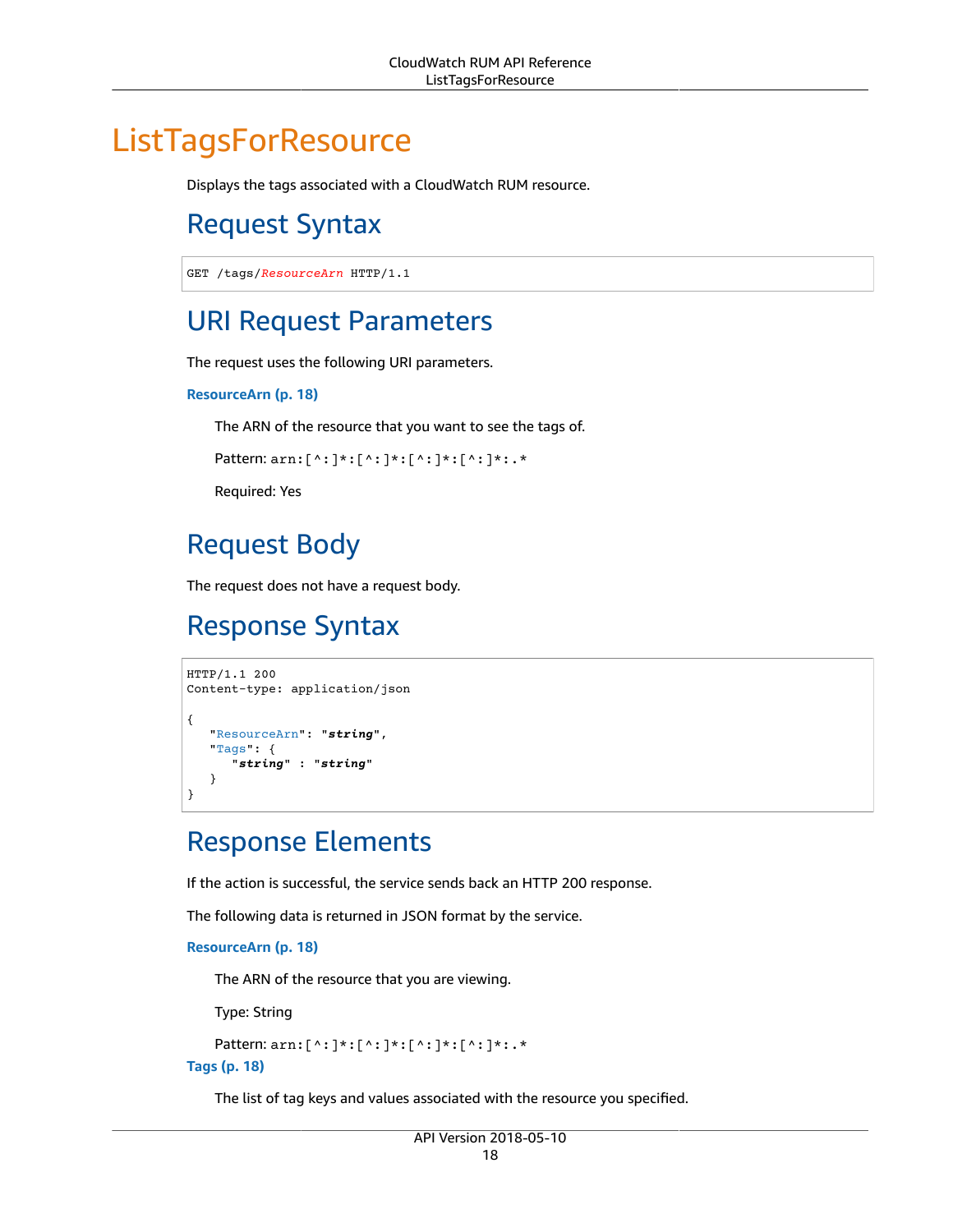# ListTagsForResource

Displays the tags associated with a CloudWatch RUM resource.

## Request Syntax

```
GET /tags/ResourceArn HTTP/1.1
```

## URI Request Parameters

The request uses the following URI parameters.

**ResourceArn (p. 18)**

The ARN of the resource that you want to see the tags of.

Pattern: `arn:[^:]*:[^:]*:[^:]*:[^:]*:.*`

Required: Yes

## Request Body

The request does not have a request body.

## Response Syntax

```
HTTP/1.1 200
Content-type: application/json

{
   "ResourceArn": "string",
   "Tags": {
      "string" : "string"
   }
}
```

## Response Elements

If the action is successful, the service sends back an HTTP 200 response.

The following data is returned in JSON format by the service.

**ResourceArn (p. 18)**

The ARN of the resource that you are viewing.

Type: String

Pattern: `arn:[^:]*:[^:]*:[^:]*:[^:]*:.*`

**Tags (p. 18)**

The list of tag keys and values associated with the resource you specified.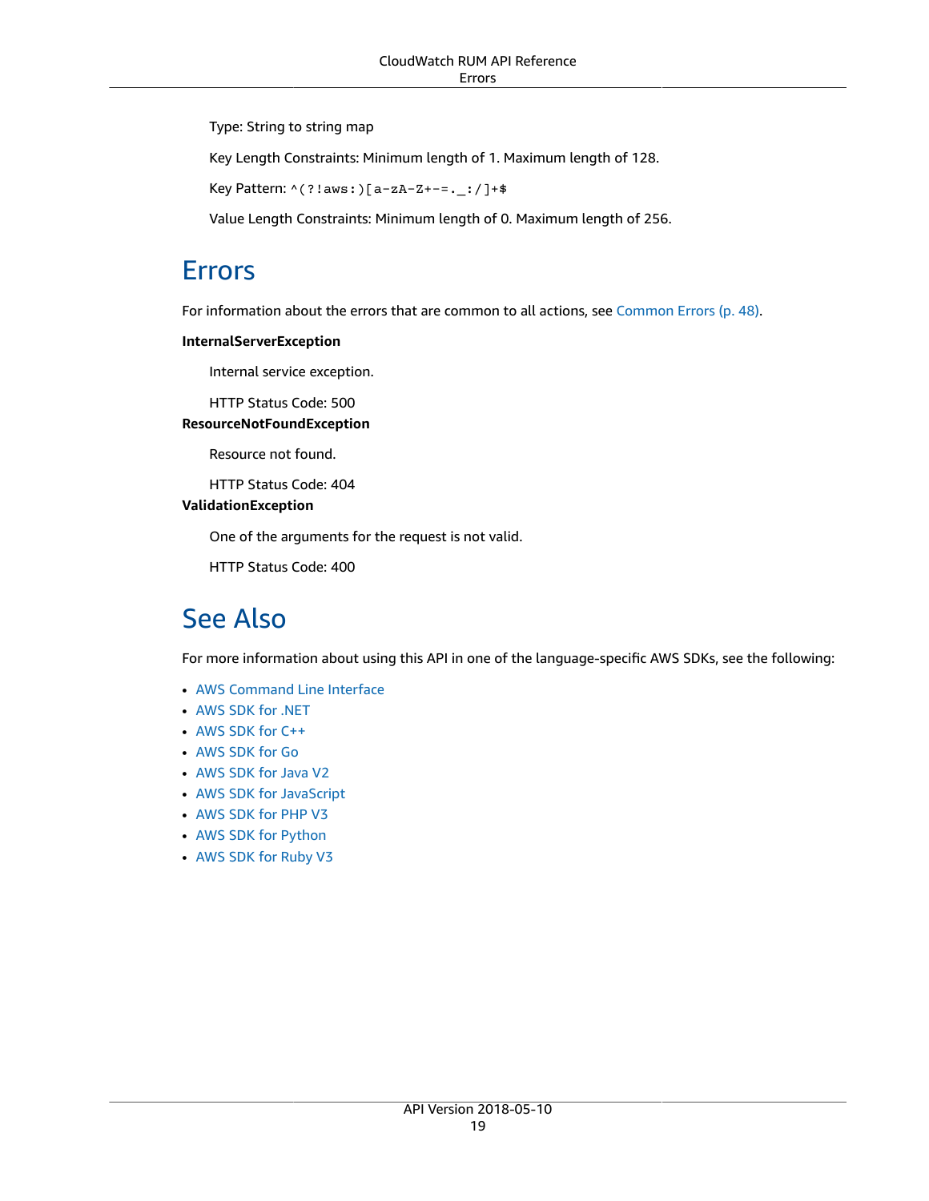Type: String to string map

Key Length Constraints: Minimum length of 1. Maximum length of 128.

Key Pattern: `^(?!aws:)[a-zA-Z+-=._:/]+$`

Value Length Constraints: Minimum length of 0. Maximum length of 256.

## Errors

For information about the errors that are common to all actions, see Common Errors (p. 48).

**InternalServerException**

Internal service exception.

HTTP Status Code: 500

**ResourceNotFoundException**

Resource not found.

HTTP Status Code: 404

**ValidationException**

One of the arguments for the request is not valid.

HTTP Status Code: 400

## See Also

For more information about using this API in one of the language-specific AWS SDKs, see the following:

- AWS Command Line Interface
- AWS SDK for .NET
- AWS SDK for C++
- AWS SDK for Go
- AWS SDK for Java V2
- AWS SDK for JavaScript
- AWS SDK for PHP V3
- AWS SDK for Python
- AWS SDK for Ruby V3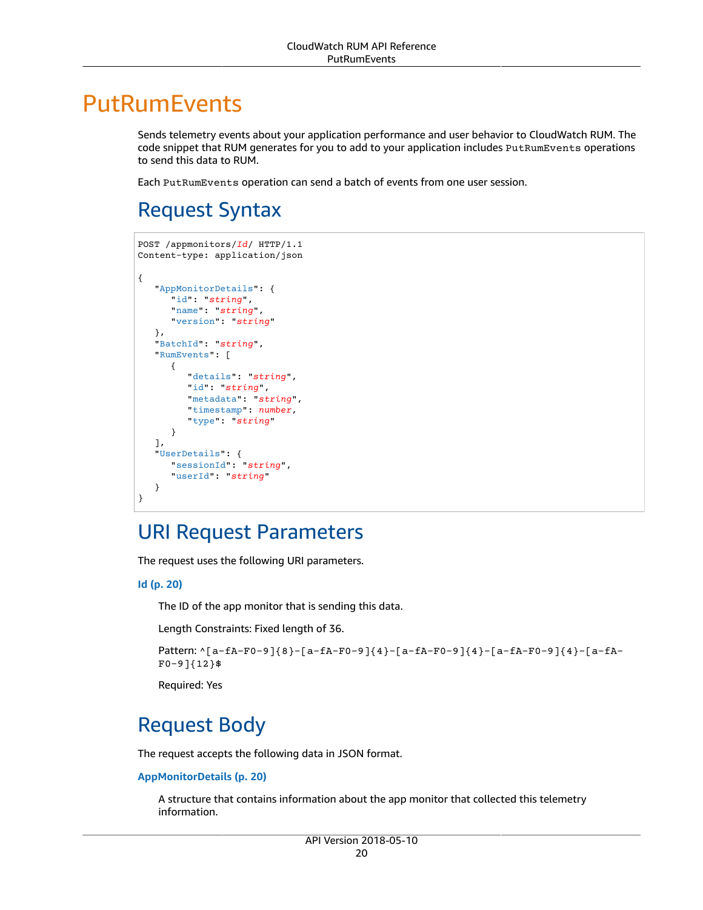# PutRumEvents

Sends telemetry events about your application performance and user behavior to CloudWatch RUM. The code snippet that RUM generates for you to add to your application includes `PutRumEvents` operations to send this data to RUM.

Each `PutRumEvents` operation can send a batch of events from one user session.

## Request Syntax

```
POST /appmonitors/Id/ HTTP/1.1
Content-type: application/json

{
   "AppMonitorDetails": { 
      "id": "string",
      "name": "string",
      "version": "string"
   },
   "BatchId": "string",
   "RumEvents": [ 
      { 
         "details": "string",
         "id": "string",
         "metadata": "string",
         "timestamp": number,
         "type": "string"
      }
   ],
   "UserDetails": { 
      "sessionId": "string",
      "userId": "string"
   }
}
```

## URI Request Parameters

The request uses the following URI parameters.

**Id (p. 20)**

The ID of the app monitor that is sending this data.

Length Constraints: Fixed length of 36.

Pattern: `^[a-fA-F0-9]{8}-[a-fA-F0-9]{4}-[a-fA-F0-9]{4}-[a-fA-F0-9]{4}-[a-fA-F0-9]{12}$`

Required: Yes

## Request Body

The request accepts the following data in JSON format.

**AppMonitorDetails (p. 20)**

A structure that contains information about the app monitor that collected this telemetry information.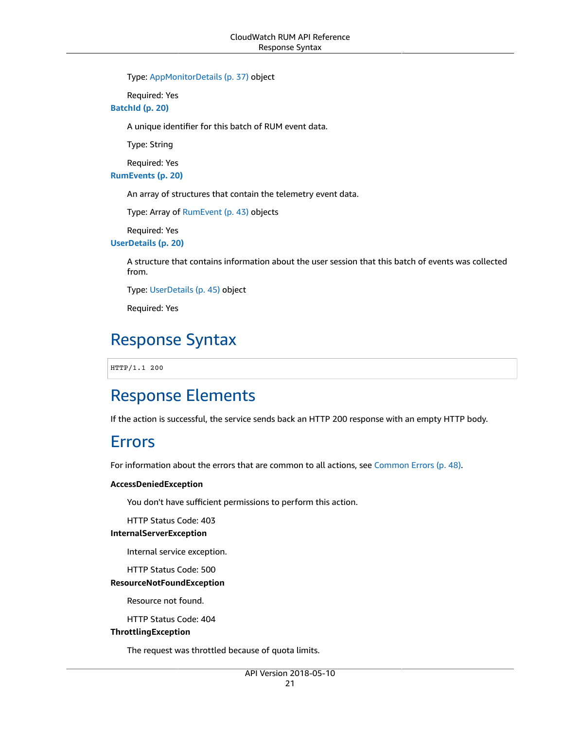Type: AppMonitorDetails (p. 37) object

Required: Yes

**BatchId (p. 20)**

A unique identifier for this batch of RUM event data.

Type: String

Required: Yes

**RumEvents (p. 20)**

An array of structures that contain the telemetry event data.

Type: Array of RumEvent (p. 43) objects

Required: Yes

**UserDetails (p. 20)**

A structure that contains information about the user session that this batch of events was collected from.

Type: UserDetails (p. 45) object

Required: Yes

## Response Syntax

```
HTTP/1.1 200
```

## Response Elements

If the action is successful, the service sends back an HTTP 200 response with an empty HTTP body.

## Errors

For information about the errors that are common to all actions, see Common Errors (p. 48).

**AccessDeniedException**

You don't have sufficient permissions to perform this action.

HTTP Status Code: 403

**InternalServerException**

Internal service exception.

HTTP Status Code: 500

**ResourceNotFoundException**

Resource not found.

HTTP Status Code: 404

**ThrottlingException**

The request was throttled because of quota limits.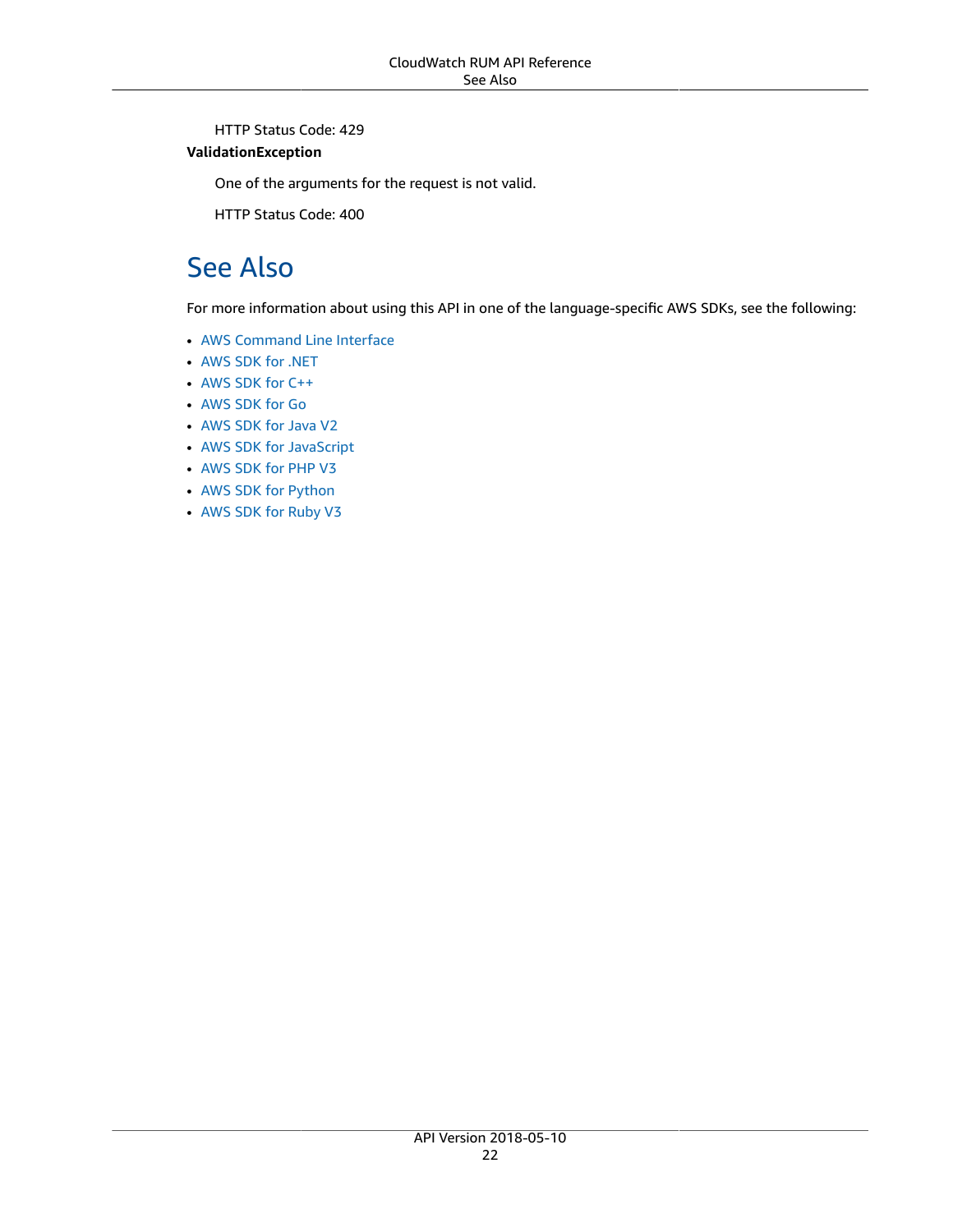HTTP Status Code: 429

**ValidationException**

One of the arguments for the request is not valid.

HTTP Status Code: 400

## See Also

For more information about using this API in one of the language-specific AWS SDKs, see the following:

- AWS Command Line Interface
- AWS SDK for .NET
- AWS SDK for C++
- AWS SDK for Go
- AWS SDK for Java V2
- AWS SDK for JavaScript
- AWS SDK for PHP V3
- AWS SDK for Python
- AWS SDK for Ruby V3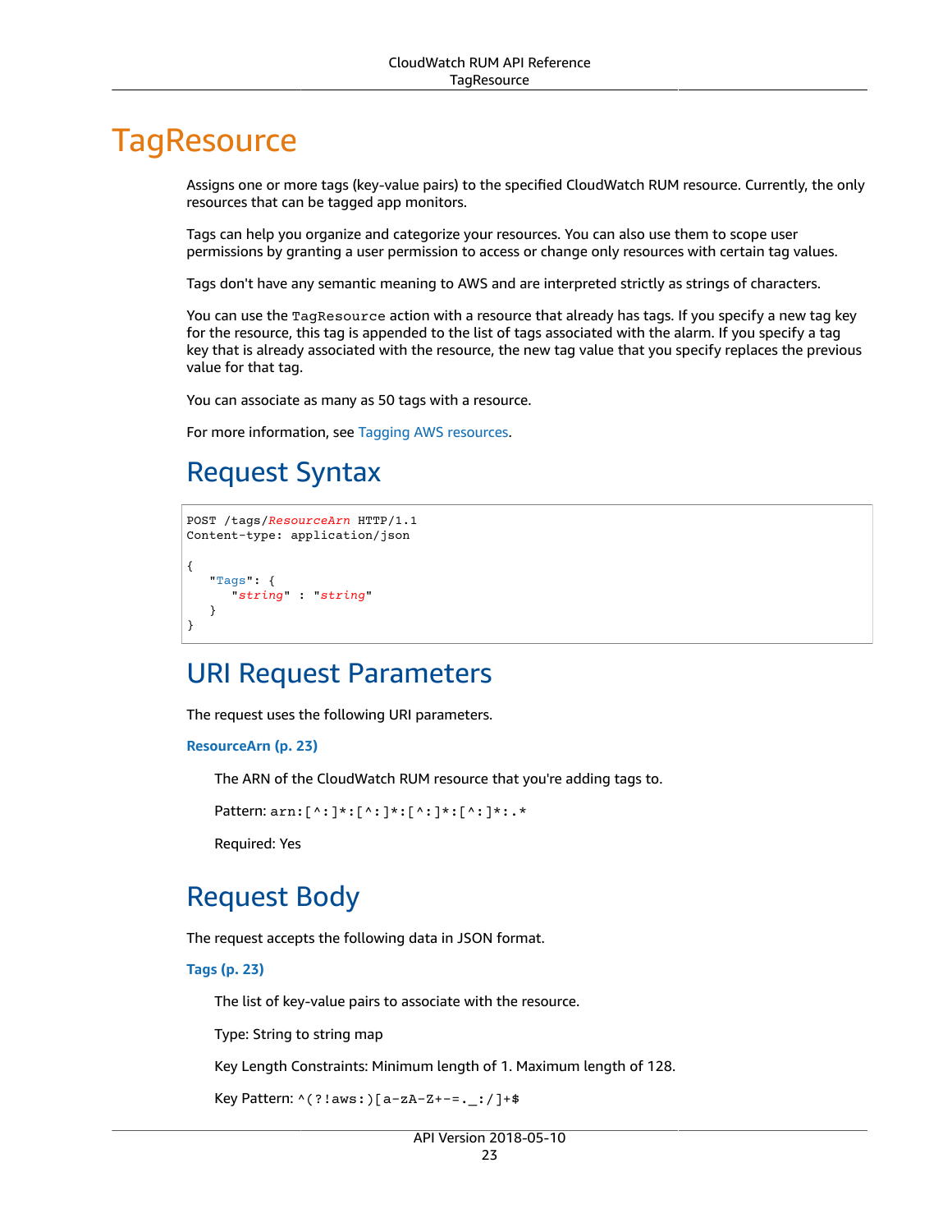# TagResource

Assigns one or more tags (key-value pairs) to the specified CloudWatch RUM resource. Currently, the only resources that can be tagged app monitors.

Tags can help you organize and categorize your resources. You can also use them to scope user permissions by granting a user permission to access or change only resources with certain tag values.

Tags don't have any semantic meaning to AWS and are interpreted strictly as strings of characters.

You can use the `TagResource` action with a resource that already has tags. If you specify a new tag key for the resource, this tag is appended to the list of tags associated with the alarm. If you specify a tag key that is already associated with the resource, the new tag value that you specify replaces the previous value for that tag.

You can associate as many as 50 tags with a resource.

For more information, see Tagging AWS resources.

## Request Syntax

```
POST /tags/ResourceArn HTTP/1.1
Content-type: application/json

{
   "Tags": {
      "string" : "string"
   }
}
```

## URI Request Parameters

The request uses the following URI parameters.

**ResourceArn (p. 23)**

The ARN of the CloudWatch RUM resource that you're adding tags to.

Pattern: `arn:[^:]*:[^:]*:[^:]*:[^:]*:.*`

Required: Yes

## Request Body

The request accepts the following data in JSON format.

**Tags (p. 23)**

The list of key-value pairs to associate with the resource.

Type: String to string map

Key Length Constraints: Minimum length of 1. Maximum length of 128.

Key Pattern: `^(?!aws:)[a-zA-Z+-=._:/]+$`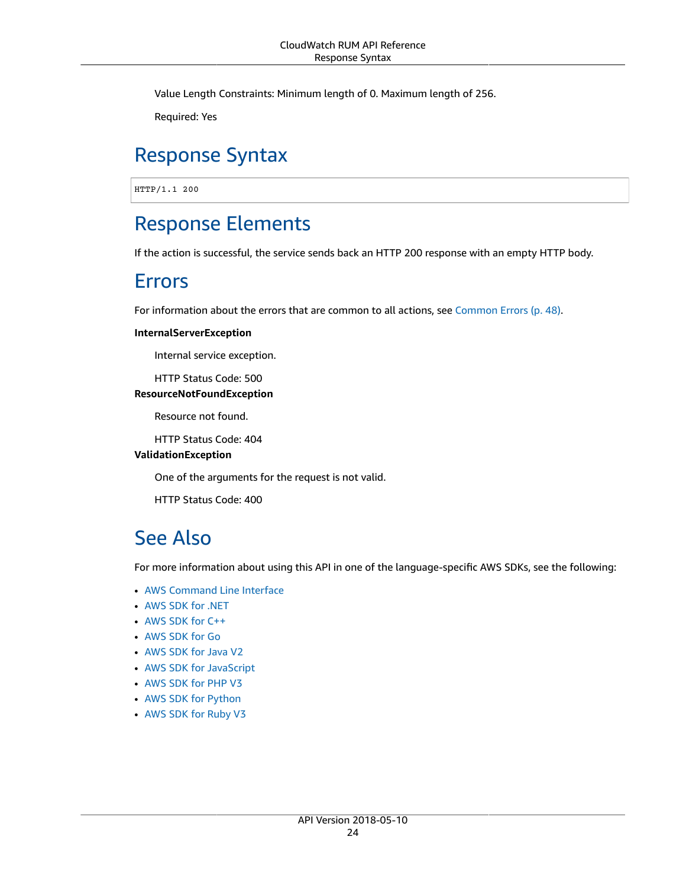Value Length Constraints: Minimum length of 0. Maximum length of 256.

Required: Yes

## Response Syntax

```
HTTP/1.1 200
```

## Response Elements

If the action is successful, the service sends back an HTTP 200 response with an empty HTTP body.

## Errors

For information about the errors that are common to all actions, see Common Errors (p. 48).

**InternalServerException**

Internal service exception.

HTTP Status Code: 500

**ResourceNotFoundException**

Resource not found.

HTTP Status Code: 404

**ValidationException**

One of the arguments for the request is not valid.

HTTP Status Code: 400

## See Also

For more information about using this API in one of the language-specific AWS SDKs, see the following:

- AWS Command Line Interface
- AWS SDK for .NET
- AWS SDK for C++
- AWS SDK for Go
- AWS SDK for Java V2
- AWS SDK for JavaScript
- AWS SDK for PHP V3
- AWS SDK for Python
- AWS SDK for Ruby V3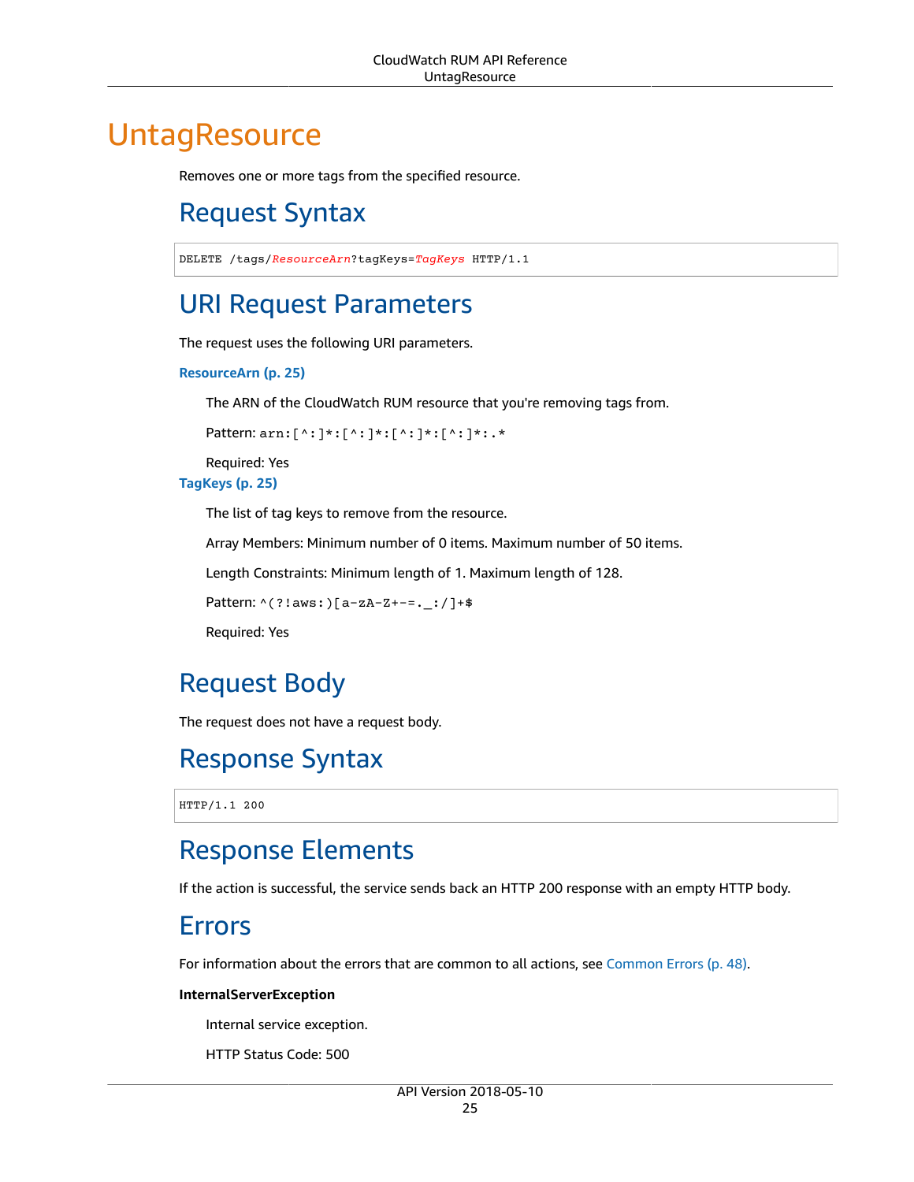# UntagResource

Removes one or more tags from the specified resource.

## Request Syntax

```
DELETE /tags/ResourceArn?tagKeys=TagKeys HTTP/1.1
```

## URI Request Parameters

The request uses the following URI parameters.

**ResourceArn (p. 25)**

The ARN of the CloudWatch RUM resource that you're removing tags from.

Pattern: `arn:[^:]*:[^:]*:[^:]*:[^:]*:.*`

Required: Yes

**TagKeys (p. 25)**

The list of tag keys to remove from the resource.

Array Members: Minimum number of 0 items. Maximum number of 50 items.

Length Constraints: Minimum length of 1. Maximum length of 128.

Pattern: `^(?!aws:)[a-zA-Z+-=._:/]+$`

Required: Yes

## Request Body

The request does not have a request body.

## Response Syntax

```
HTTP/1.1 200
```

## Response Elements

If the action is successful, the service sends back an HTTP 200 response with an empty HTTP body.

## Errors

For information about the errors that are common to all actions, see Common Errors (p. 48).

**InternalServerException**

Internal service exception.

HTTP Status Code: 500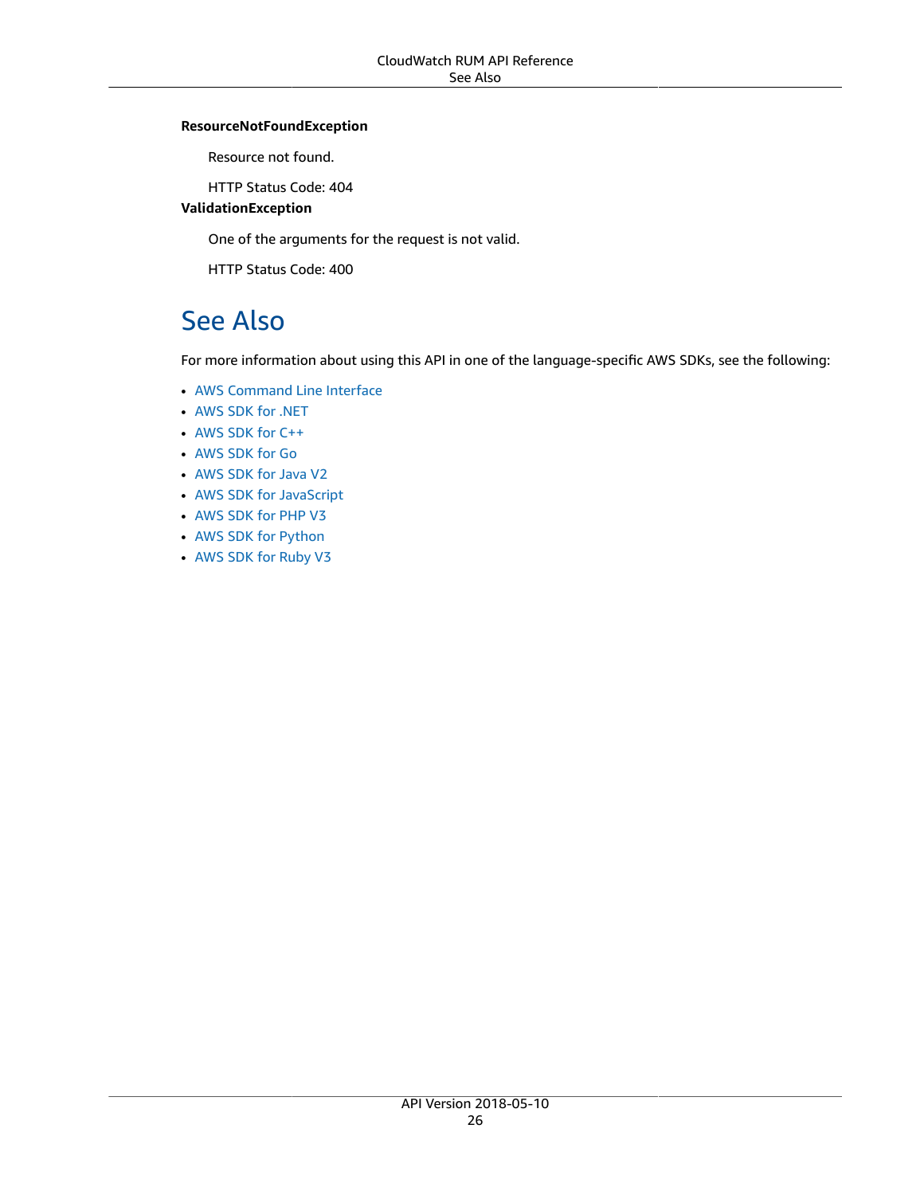**ResourceNotFoundException**

Resource not found.

HTTP Status Code: 404

**ValidationException**

One of the arguments for the request is not valid.

HTTP Status Code: 400

## See Also

For more information about using this API in one of the language-specific AWS SDKs, see the following:

- AWS Command Line Interface
- AWS SDK for .NET
- AWS SDK for C++
- AWS SDK for Go
- AWS SDK for Java V2
- AWS SDK for JavaScript
- AWS SDK for PHP V3
- AWS SDK for Python
- AWS SDK for Ruby V3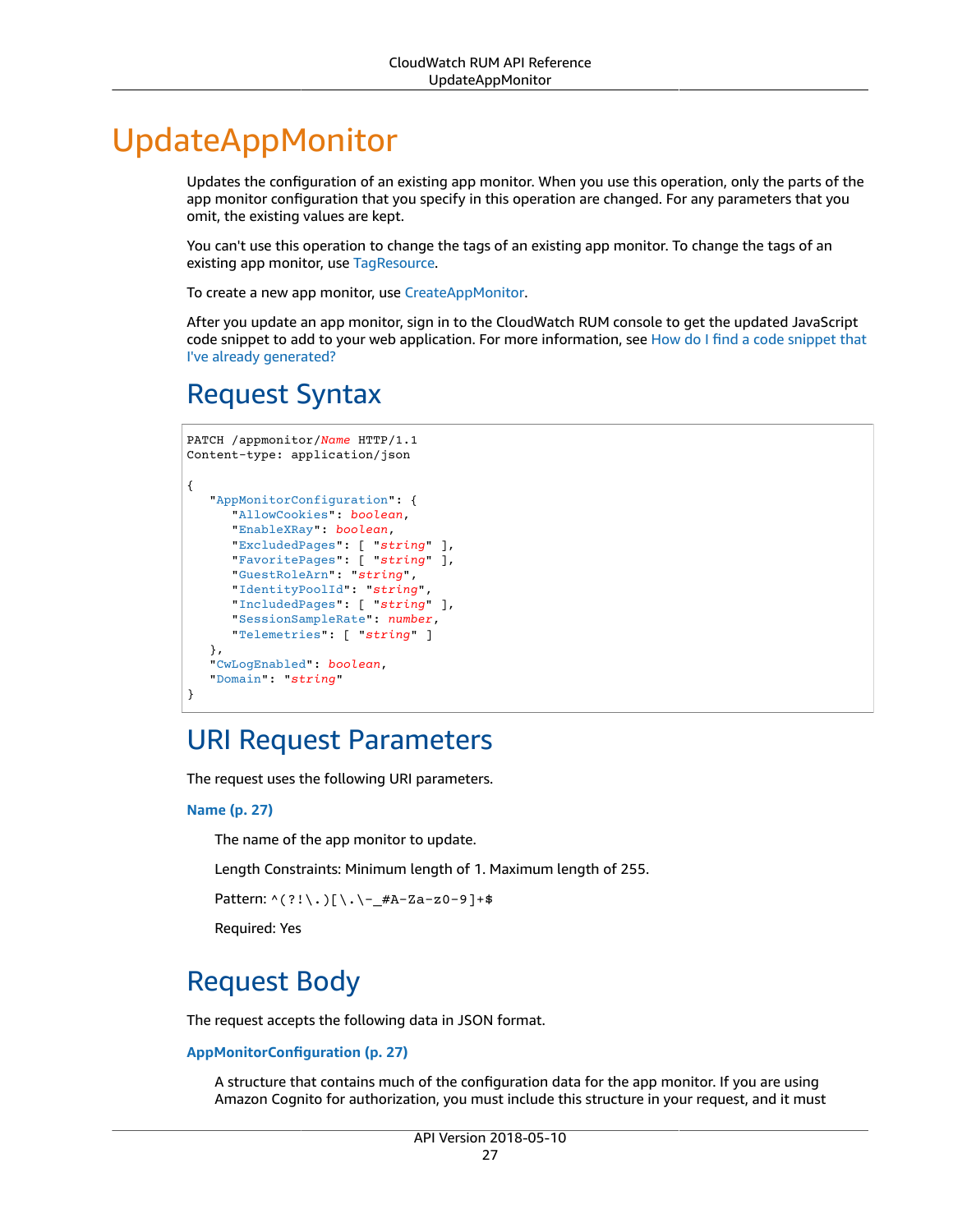# UpdateAppMonitor

Updates the configuration of an existing app monitor. When you use this operation, only the parts of the app monitor configuration that you specify in this operation are changed. For any parameters that you omit, the existing values are kept.

You can't use this operation to change the tags of an existing app monitor. To change the tags of an existing app monitor, use TagResource.

To create a new app monitor, use CreateAppMonitor.

After you update an app monitor, sign in to the CloudWatch RUM console to get the updated JavaScript code snippet to add to your web application. For more information, see How do I find a code snippet that I've already generated?

## Request Syntax

```
PATCH /appmonitor/Name HTTP/1.1
Content-type: application/json

{
   "AppMonitorConfiguration": {
      "AllowCookies": boolean,
      "EnableXRay": boolean,
      "ExcludedPages": [ "string" ],
      "FavoritePages": [ "string" ],
      "GuestRoleArn": "string",
      "IdentityPoolId": "string",
      "IncludedPages": [ "string" ],
      "SessionSampleRate": number,
      "Telemetries": [ "string" ]
   },
   "CwLogEnabled": boolean,
   "Domain": "string"
}
```

## URI Request Parameters

The request uses the following URI parameters.

**Name (p. 27)**

The name of the app monitor to update.

Length Constraints: Minimum length of 1. Maximum length of 255.

Pattern: `^(?!\.)[\.\-_#A-Za-z0-9]+$`

Required: Yes

## Request Body

The request accepts the following data in JSON format.

**AppMonitorConfiguration (p. 27)**

A structure that contains much of the configuration data for the app monitor. If you are using Amazon Cognito for authorization, you must include this structure in your request, and it must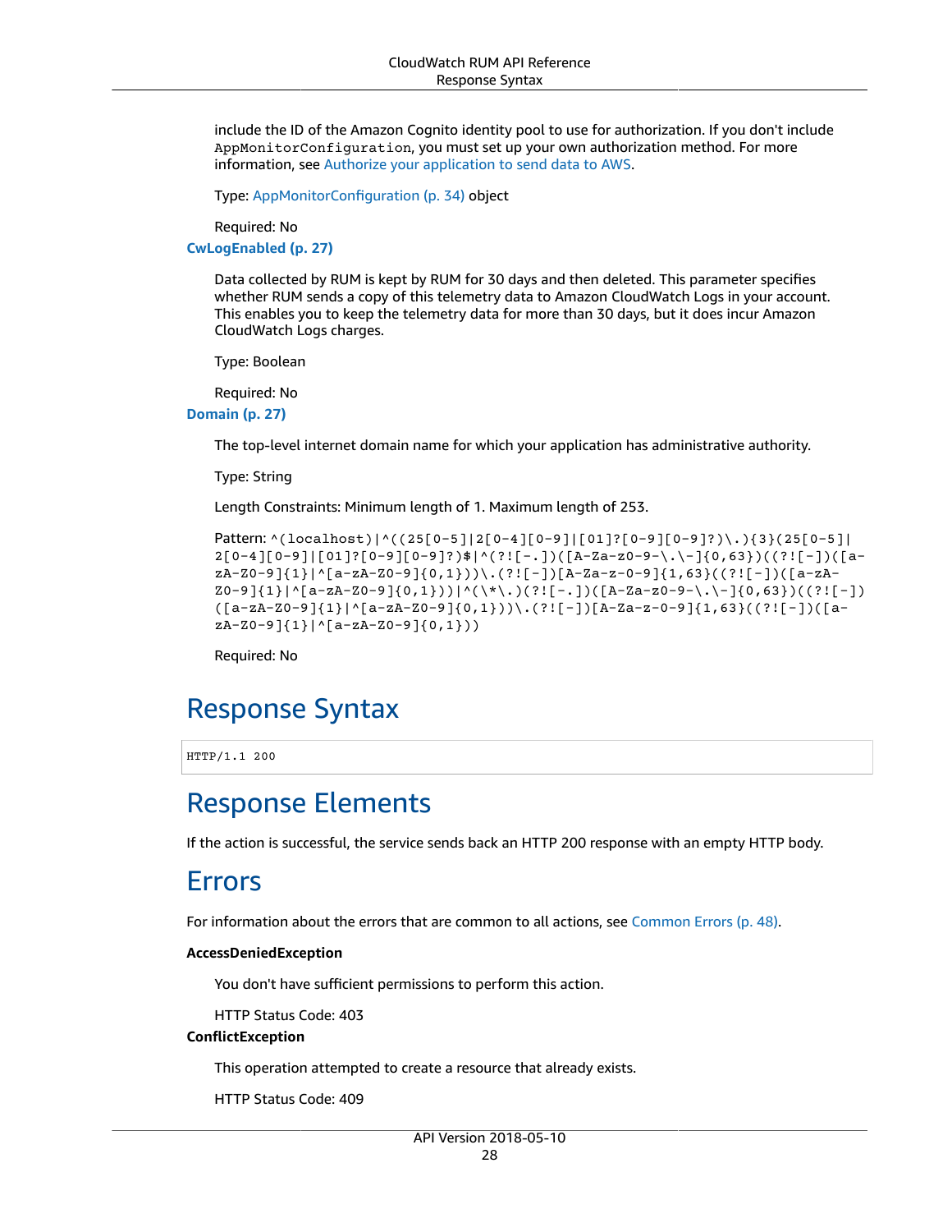include the ID of the Amazon Cognito identity pool to use for authorization. If you don't include `AppMonitorConfiguration`, you must set up your own authorization method. For more information, see Authorize your application to send data to AWS.

Type: AppMonitorConfiguration (p. 34) object

Required: No

**CwLogEnabled (p. 27)**

Data collected by RUM is kept by RUM for 30 days and then deleted. This parameter specifies whether RUM sends a copy of this telemetry data to Amazon CloudWatch Logs in your account. This enables you to keep the telemetry data for more than 30 days, but it does incur Amazon CloudWatch Logs charges.

Type: Boolean

Required: No

**Domain (p. 27)**

The top-level internet domain name for which your application has administrative authority.

Type: String

Length Constraints: Minimum length of 1. Maximum length of 253.

Pattern: `^(localhost)|^((25[0-5]|2[0-4][0-9]|[01]?[0-9][0-9]?)\.){3}(25[0-5]|2[0-4][0-9]|[01]?[0-9][0-9]?)$|^(?![-.])([A-Za-z0-9-\.\-]{0,63})((?![-])([a-zA-Z0-9]{1}|^[a-zA-Z0-9]{0,1}))\.(?![-])[A-Za-z-0-9]{1,63}((?![-])([a-zA-Z0-9]{1}|^[a-zA-Z0-9]{0,1}))|^(\*\.)(?![-.])([A-Za-z0-9-\.\-]{0,63})((?![-])([a-zA-Z0-9]{1}|^[a-zA-Z0-9]{0,1}))\.(?![-])[A-Za-z-0-9]{1,63}((?![-])([a-zA-Z0-9]{1}|^[a-zA-Z0-9]{0,1}))`

Required: No

## Response Syntax

```
HTTP/1.1 200
```

## Response Elements

If the action is successful, the service sends back an HTTP 200 response with an empty HTTP body.

## Errors

For information about the errors that are common to all actions, see Common Errors (p. 48).

**AccessDeniedException**

You don't have sufficient permissions to perform this action.

HTTP Status Code: 403

**ConflictException**

This operation attempted to create a resource that already exists.

HTTP Status Code: 409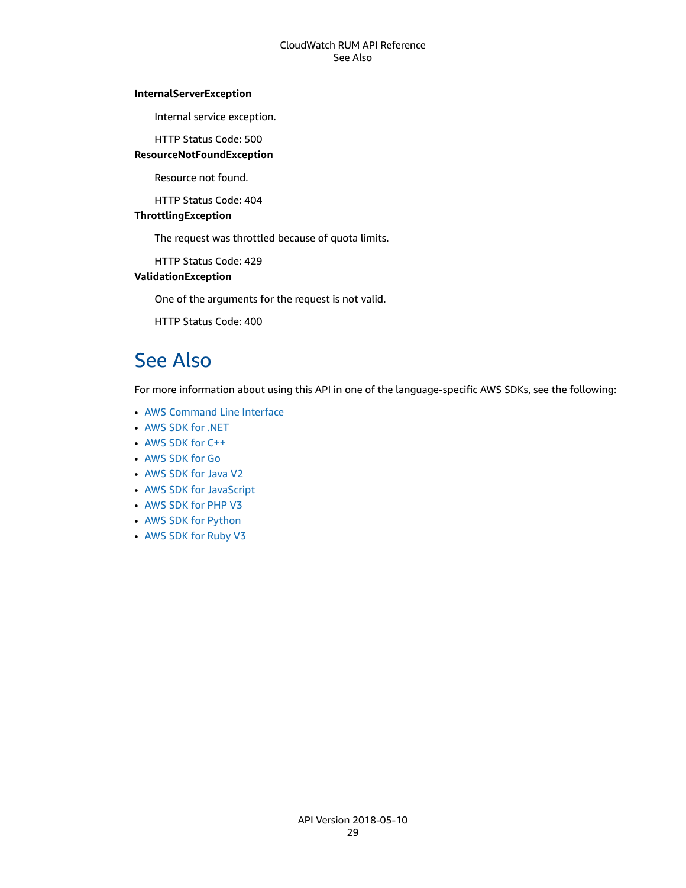**InternalServerException**

Internal service exception.

HTTP Status Code: 500

**ResourceNotFoundException**

Resource not found.

HTTP Status Code: 404

**ThrottlingException**

The request was throttled because of quota limits.

HTTP Status Code: 429

**ValidationException**

One of the arguments for the request is not valid.

HTTP Status Code: 400

## See Also

For more information about using this API in one of the language-specific AWS SDKs, see the following:

- AWS Command Line Interface
- AWS SDK for .NET
- AWS SDK for C++
- AWS SDK for Go
- AWS SDK for Java V2
- AWS SDK for JavaScript
- AWS SDK for PHP V3
- AWS SDK for Python
- AWS SDK for Ruby V3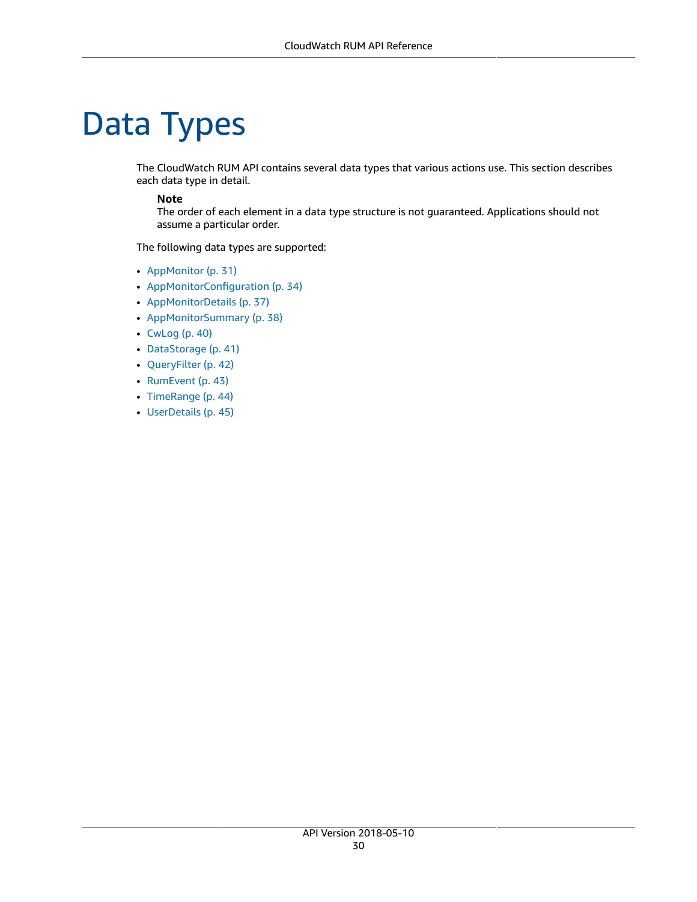# Data Types

The CloudWatch RUM API contains several data types that various actions use. This section describes each data type in detail.

**Note**
The order of each element in a data type structure is not guaranteed. Applications should not assume a particular order.

The following data types are supported:

- AppMonitor (p. 31)
- AppMonitorConfiguration (p. 34)
- AppMonitorDetails (p. 37)
- AppMonitorSummary (p. 38)
- CwLog (p. 40)
- DataStorage (p. 41)
- QueryFilter (p. 42)
- RumEvent (p. 43)
- TimeRange (p. 44)
- UserDetails (p. 45)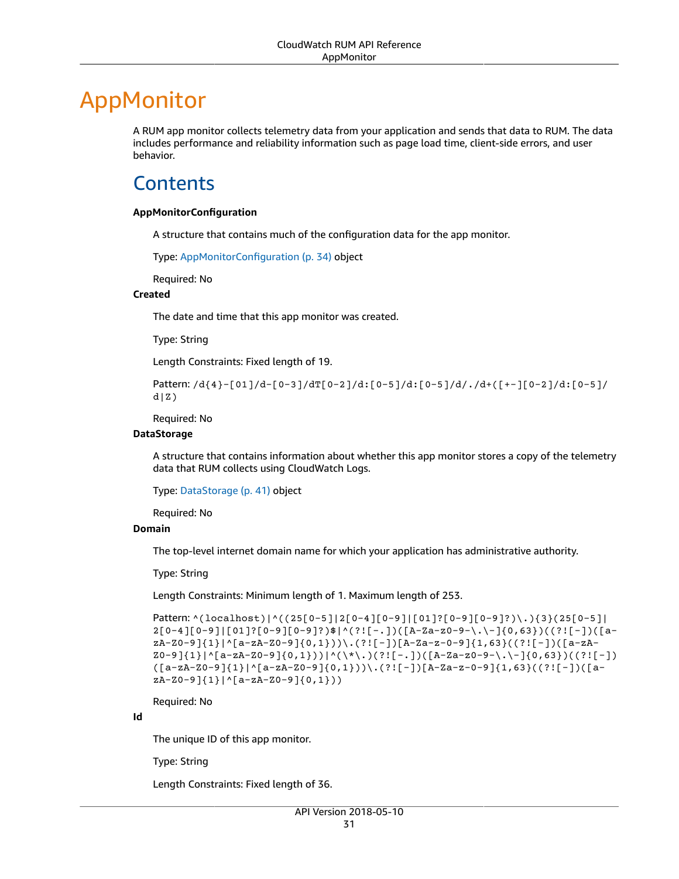# AppMonitor

A RUM app monitor collects telemetry data from your application and sends that data to RUM. The data includes performance and reliability information such as page load time, client-side errors, and user behavior.

## Contents

**AppMonitorConfiguration**

A structure that contains much of the configuration data for the app monitor.

Type: AppMonitorConfiguration (p. 34) object

Required: No

**Created**

The date and time that this app monitor was created.

Type: String

Length Constraints: Fixed length of 19.

Pattern: `/d{4}-[01]/d-[0-3]/dT[0-2]/d:[0-5]/d:[0-5]/d/./d+([+-][0-2]/d:[0-5]/d|Z)`

Required: No

**DataStorage**

A structure that contains information about whether this app monitor stores a copy of the telemetry data that RUM collects using CloudWatch Logs.

Type: DataStorage (p. 41) object

Required: No

**Domain**

The top-level internet domain name for which your application has administrative authority.

Type: String

Length Constraints: Minimum length of 1. Maximum length of 253.

Pattern: `^(localhost)|^((25[0-5]|2[0-4][0-9]|[01]?[0-9][0-9]?)\.){3}(25[0-5]|2[0-4][0-9]|[01]?[0-9][0-9]?)$|^(?![-.])([A-Za-z0-9-\.\-]{0,63})((?![-])([a-zA-Z0-9]{1}|^[a-zA-Z0-9]{0,1}))\.(?![-])[A-Za-z-0-9]{1,63}((?![-])([a-zA-Z0-9]{1}|^[a-zA-Z0-9]{0,1}))|^(\*\.)(?![-.])([A-Za-z0-9-\.\-]{0,63})((?![-])([a-zA-Z0-9]{1}|^[a-zA-Z0-9]{0,1}))\.(?![-])[A-Za-z-0-9]{1,63}((?![-])([a-zA-Z0-9]{1}|^[a-zA-Z0-9]{0,1}))`

Required: No

**Id**

The unique ID of this app monitor.

Type: String

Length Constraints: Fixed length of 36.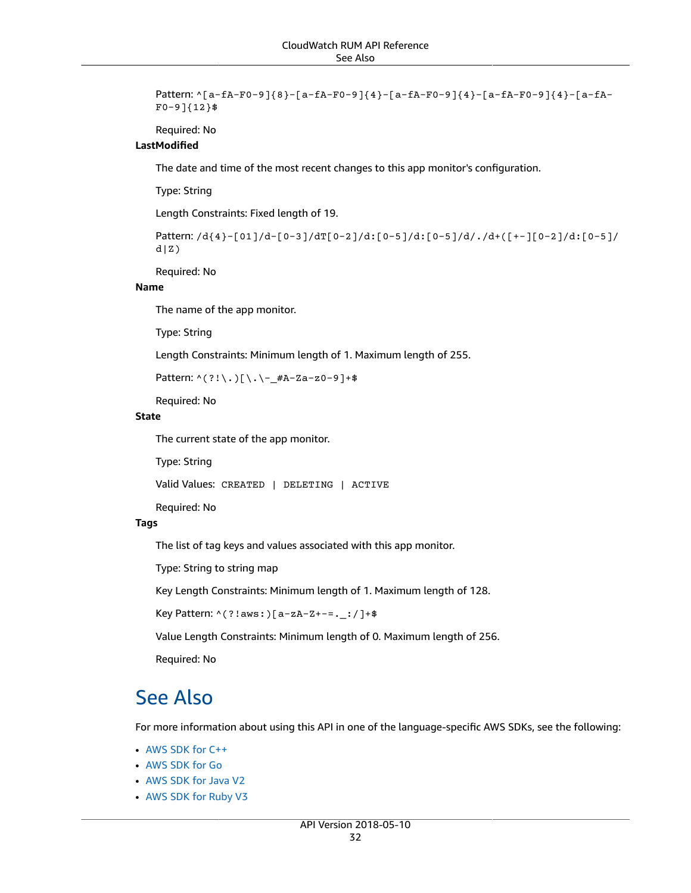Pattern: `^[a-fA-F0-9]{8}-[a-fA-F0-9]{4}-[a-fA-F0-9]{4}-[a-fA-F0-9]{4}-[a-fA-F0-9]{12}$`

Required: No

**LastModified**

The date and time of the most recent changes to this app monitor's configuration.

Type: String

Length Constraints: Fixed length of 19.

Pattern: `/d{4}-[01]/d-[0-3]/dT[0-2]/d:[0-5]/d:[0-5]/d/./d+([+-][0-2]/d:[0-5]/d|Z)`

Required: No

**Name**

The name of the app monitor.

Type: String

Length Constraints: Minimum length of 1. Maximum length of 255.

Pattern: `^(?!\.)[\.\-_#A-Za-z0-9]+$`

Required: No

**State**

The current state of the app monitor.

Type: String

Valid Values: `CREATED | DELETING | ACTIVE`

Required: No

**Tags**

The list of tag keys and values associated with this app monitor.

Type: String to string map

Key Length Constraints: Minimum length of 1. Maximum length of 128.

Key Pattern: `^(?!aws:)[a-zA-Z+-=._:/]+$`

Value Length Constraints: Minimum length of 0. Maximum length of 256.

Required: No

# See Also

For more information about using this API in one of the language-specific AWS SDKs, see the following:

- AWS SDK for C++
- AWS SDK for Go
- AWS SDK for Java V2
- AWS SDK for Ruby V3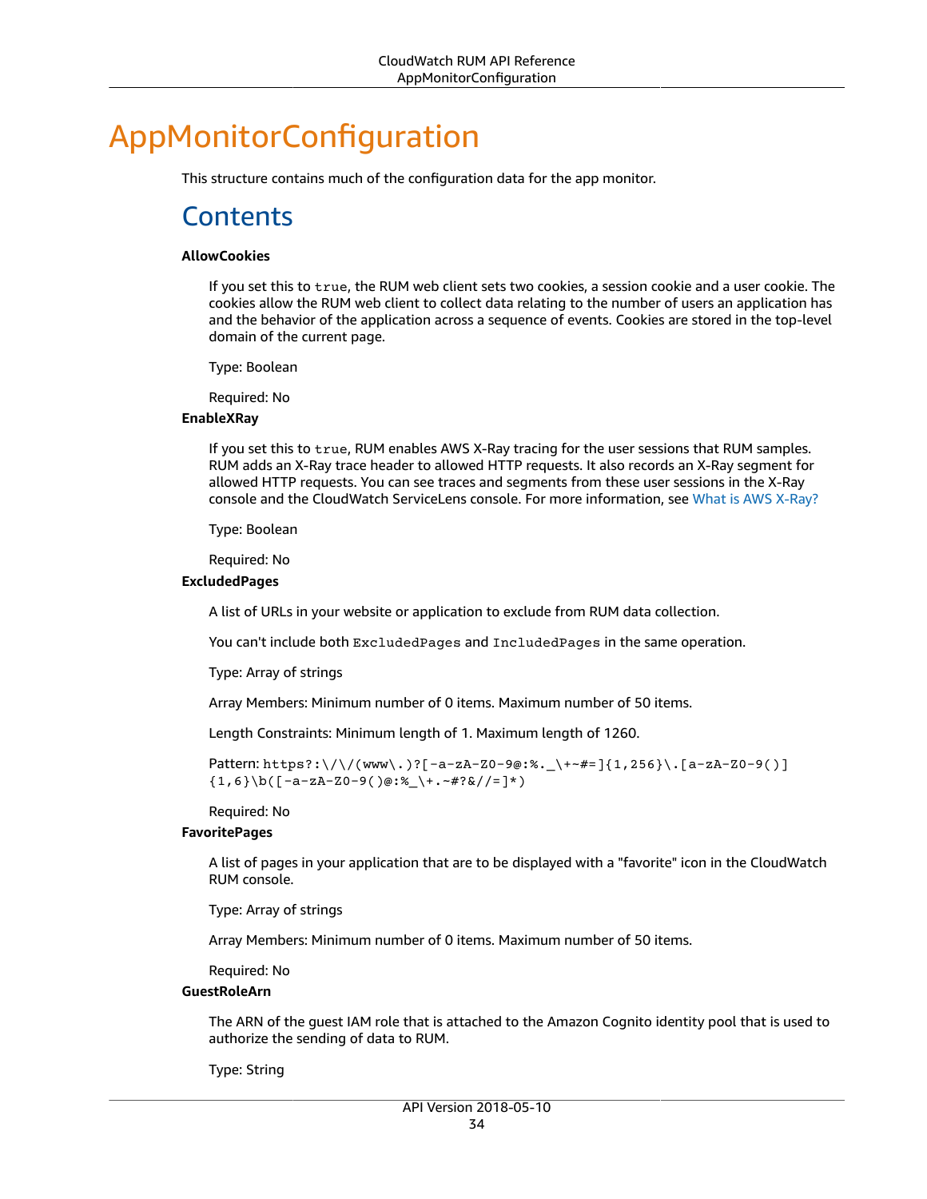# AppMonitorConfiguration

This structure contains much of the configuration data for the app monitor.

## Contents

**AllowCookies**

If you set this to `true`, the RUM web client sets two cookies, a session cookie and a user cookie. The cookies allow the RUM web client to collect data relating to the number of users an application has and the behavior of the application across a sequence of events. Cookies are stored in the top-level domain of the current page.

Type: Boolean

Required: No

**EnableXRay**

If you set this to `true`, RUM enables AWS X-Ray tracing for the user sessions that RUM samples. RUM adds an X-Ray trace header to allowed HTTP requests. It also records an X-Ray segment for allowed HTTP requests. You can see traces and segments from these user sessions in the X-Ray console and the CloudWatch ServiceLens console. For more information, see What is AWS X-Ray?

Type: Boolean

Required: No

**ExcludedPages**

A list of URLs in your website or application to exclude from RUM data collection.

You can't include both `ExcludedPages` and `IncludedPages` in the same operation.

Type: Array of strings

Array Members: Minimum number of 0 items. Maximum number of 50 items.

Length Constraints: Minimum length of 1. Maximum length of 1260.

Pattern: `https?:\/\/(www\.)?[-a-zA-Z0-9@:%._\+~#=]{1,256}\.[a-zA-Z0-9()]{1,6}\b([-a-zA-Z0-9()@:%_\+.~#?&//=]*)`

Required: No

**FavoritePages**

A list of pages in your application that are to be displayed with a "favorite" icon in the CloudWatch RUM console.

Type: Array of strings

Array Members: Minimum number of 0 items. Maximum number of 50 items.

Required: No

**GuestRoleArn**

The ARN of the guest IAM role that is attached to the Amazon Cognito identity pool that is used to authorize the sending of data to RUM.

Type: String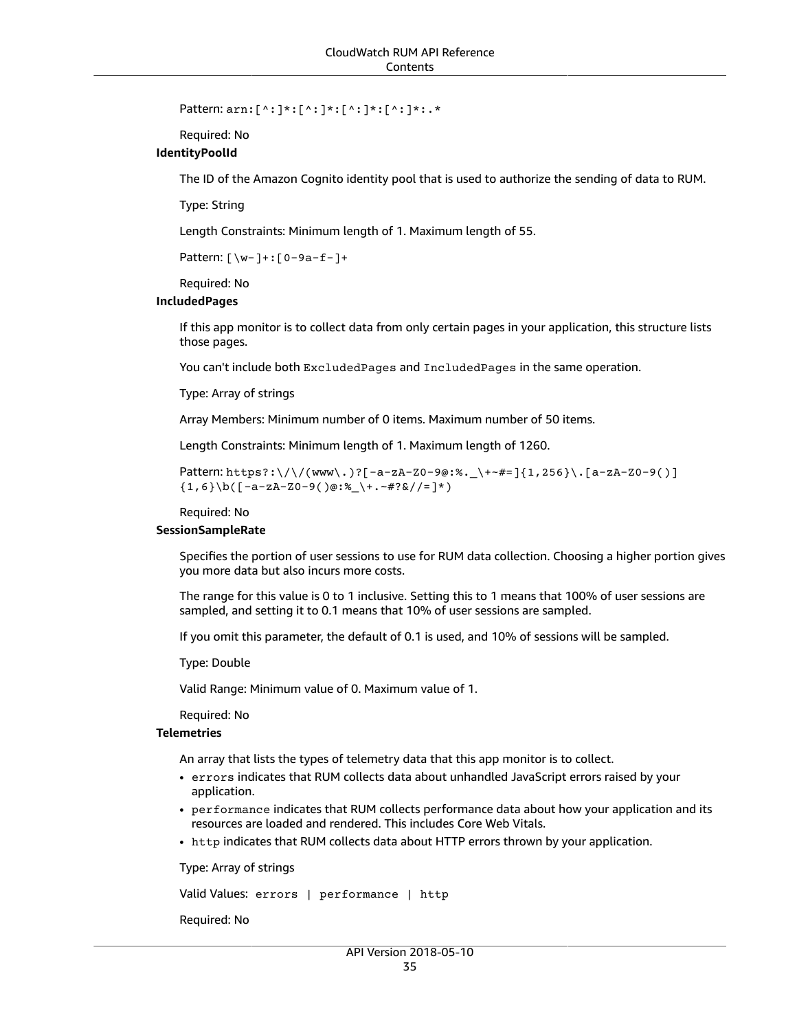Pattern: `arn:[^:]*:[^:]*:[^:]*:[^:]*:.*`

Required: No

**IdentityPoolId**

The ID of the Amazon Cognito identity pool that is used to authorize the sending of data to RUM.

Type: String

Length Constraints: Minimum length of 1. Maximum length of 55.

Pattern: `[\w-]+:[0-9a-f-]+`

Required: No

**IncludedPages**

If this app monitor is to collect data from only certain pages in your application, this structure lists those pages.

You can't include both `ExcludedPages` and `IncludedPages` in the same operation.

Type: Array of strings

Array Members: Minimum number of 0 items. Maximum number of 50 items.

Length Constraints: Minimum length of 1. Maximum length of 1260.

Pattern: `https?:\/\/(www\.)?[-a-zA-Z0-9@:%._\+~#=]{1,256}\.[a-zA-Z0-9()]{1,6}\b([-a-zA-Z0-9()@:%_\+.~#?&//=]*)`

Required: No

**SessionSampleRate**

Specifies the portion of user sessions to use for RUM data collection. Choosing a higher portion gives you more data but also incurs more costs.

The range for this value is 0 to 1 inclusive. Setting this to 1 means that 100% of user sessions are sampled, and setting it to 0.1 means that 10% of user sessions are sampled.

If you omit this parameter, the default of 0.1 is used, and 10% of sessions will be sampled.

Type: Double

Valid Range: Minimum value of 0. Maximum value of 1.

Required: No

**Telemetries**

An array that lists the types of telemetry data that this app monitor is to collect.

- `errors` indicates that RUM collects data about unhandled JavaScript errors raised by your application.
- `performance` indicates that RUM collects performance data about how your application and its resources are loaded and rendered. This includes Core Web Vitals.
- `http` indicates that RUM collects data about HTTP errors thrown by your application.

Type: Array of strings

Valid Values: `errors | performance | http`

Required: No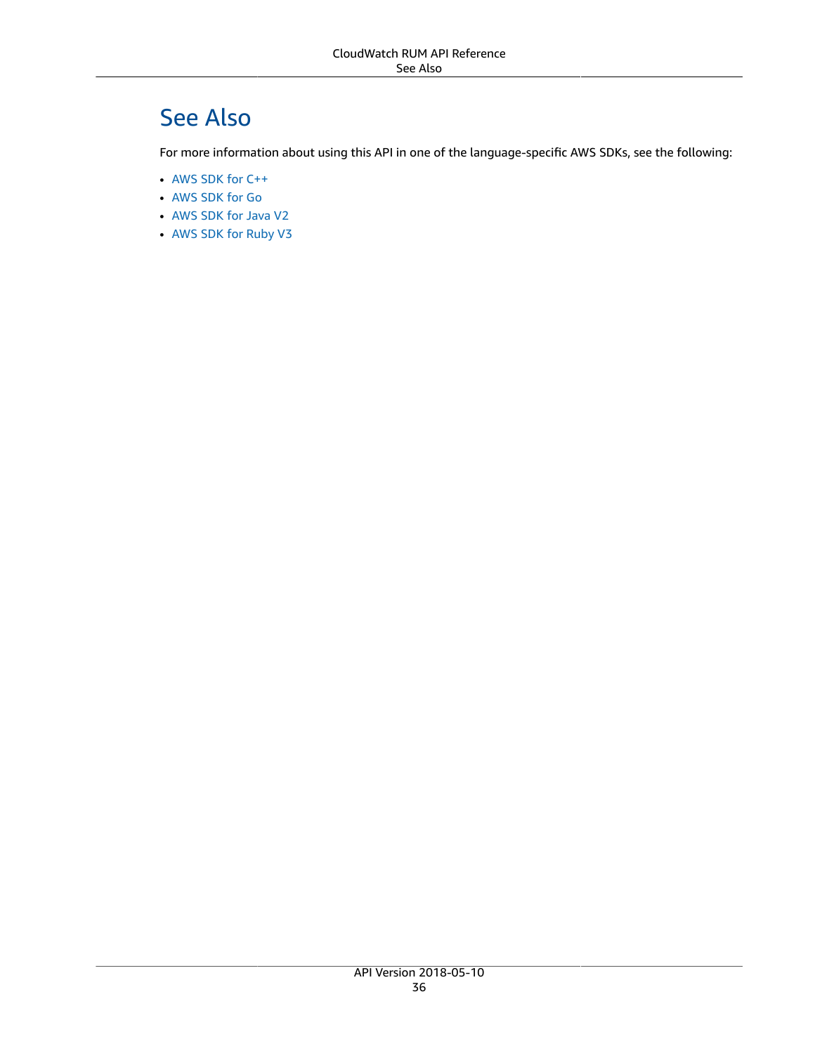## See Also

For more information about using this API in one of the language-specific AWS SDKs, see the following:

- AWS SDK for C++
- AWS SDK for Go
- AWS SDK for Java V2
- AWS SDK for Ruby V3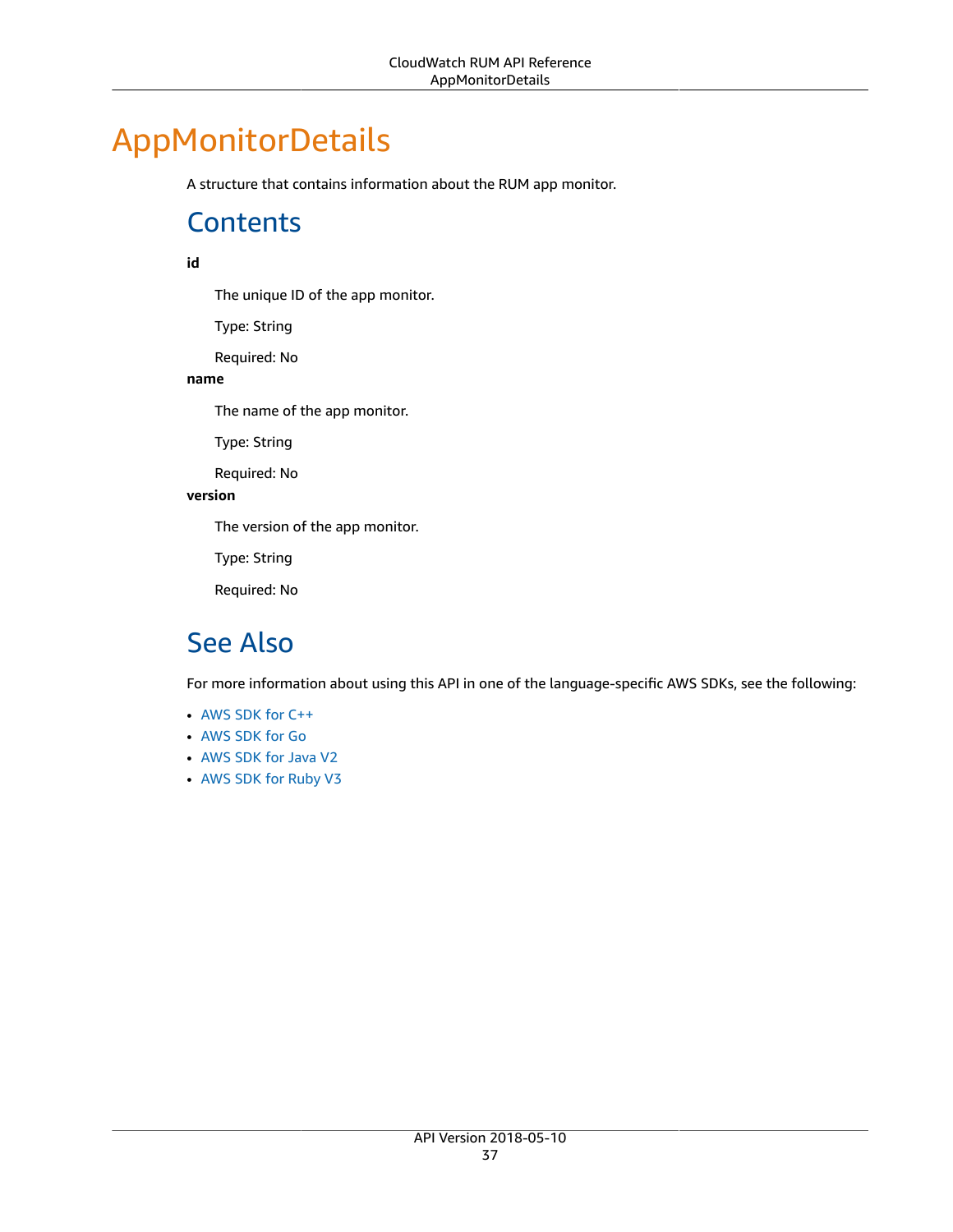# AppMonitorDetails

A structure that contains information about the RUM app monitor.

## Contents

**id**

The unique ID of the app monitor.

Type: String

Required: No

**name**

The name of the app monitor.

Type: String

Required: No

**version**

The version of the app monitor.

Type: String

Required: No

## See Also

For more information about using this API in one of the language-specific AWS SDKs, see the following:

- AWS SDK for C++
- AWS SDK for Go
- AWS SDK for Java V2
- AWS SDK for Ruby V3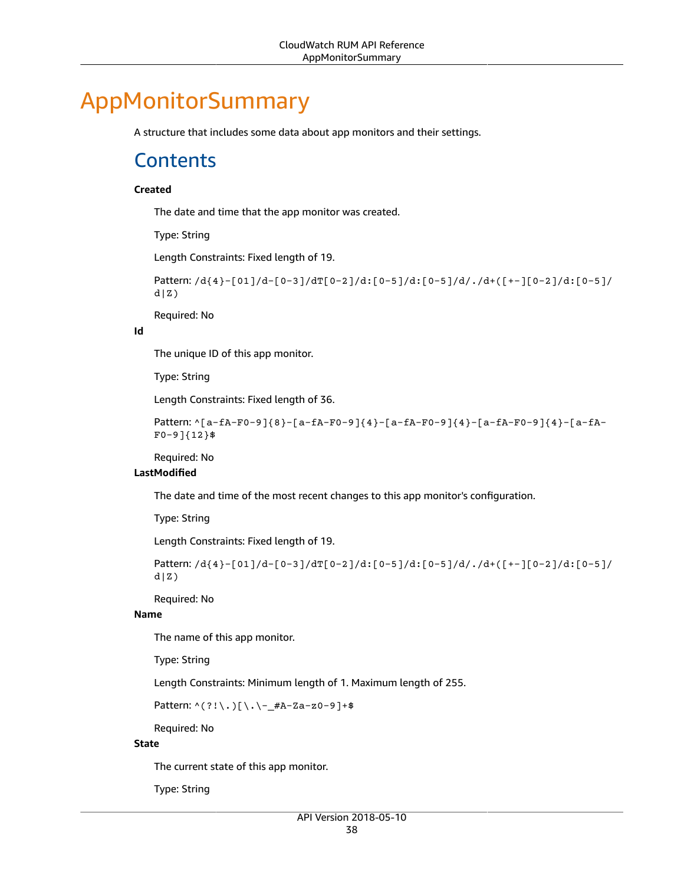# AppMonitorSummary

A structure that includes some data about app monitors and their settings.

## Contents

**Created**

The date and time that the app monitor was created.

Type: String

Length Constraints: Fixed length of 19.

Pattern: `/d{4}-[01]/d-[0-3]/dT[0-2]/d:[0-5]/d:[0-5]/d/./d+([+-][0-2]/d:[0-5]/d|Z)`

Required: No

**Id**

The unique ID of this app monitor.

Type: String

Length Constraints: Fixed length of 36.

Pattern: `^[a-fA-F0-9]{8}-[a-fA-F0-9]{4}-[a-fA-F0-9]{4}-[a-fA-F0-9]{4}-[a-fA-F0-9]{12}$`

Required: No

**LastModified**

The date and time of the most recent changes to this app monitor's configuration.

Type: String

Length Constraints: Fixed length of 19.

Pattern: `/d{4}-[01]/d-[0-3]/dT[0-2]/d:[0-5]/d:[0-5]/d/./d+([+-][0-2]/d:[0-5]/d|Z)`

Required: No

**Name**

The name of this app monitor.

Type: String

Length Constraints: Minimum length of 1. Maximum length of 255.

Pattern: `^(?!\.)[\.\-_#A-Za-z0-9]+$`

Required: No

**State**

The current state of this app monitor.

Type: String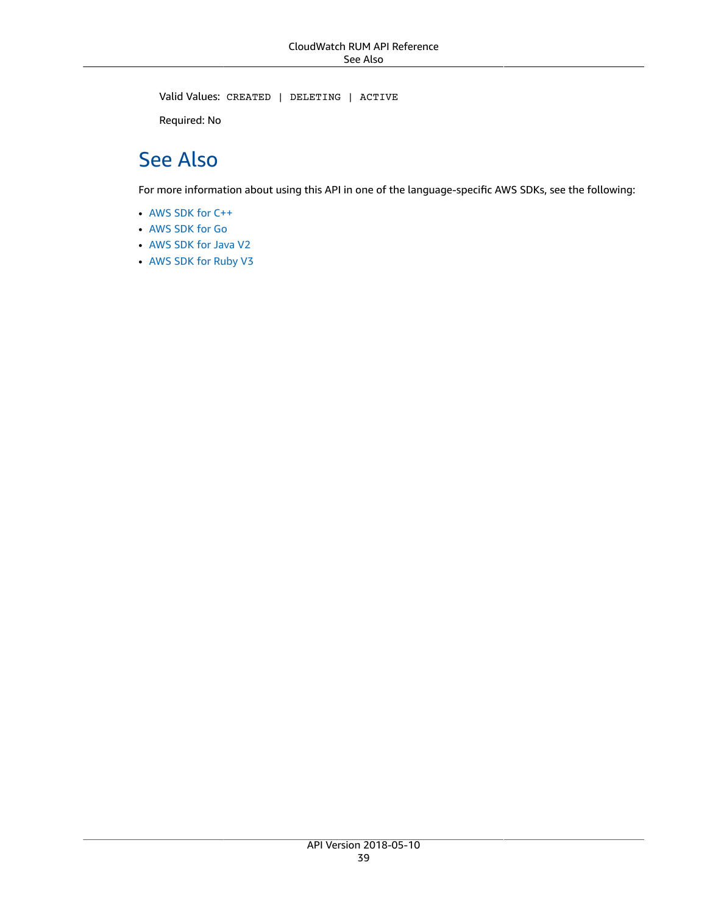Valid Values: `CREATED | DELETING | ACTIVE`

Required: No

## See Also

For more information about using this API in one of the language-specific AWS SDKs, see the following:

- AWS SDK for C++
- AWS SDK for Go
- AWS SDK for Java V2
- AWS SDK for Ruby V3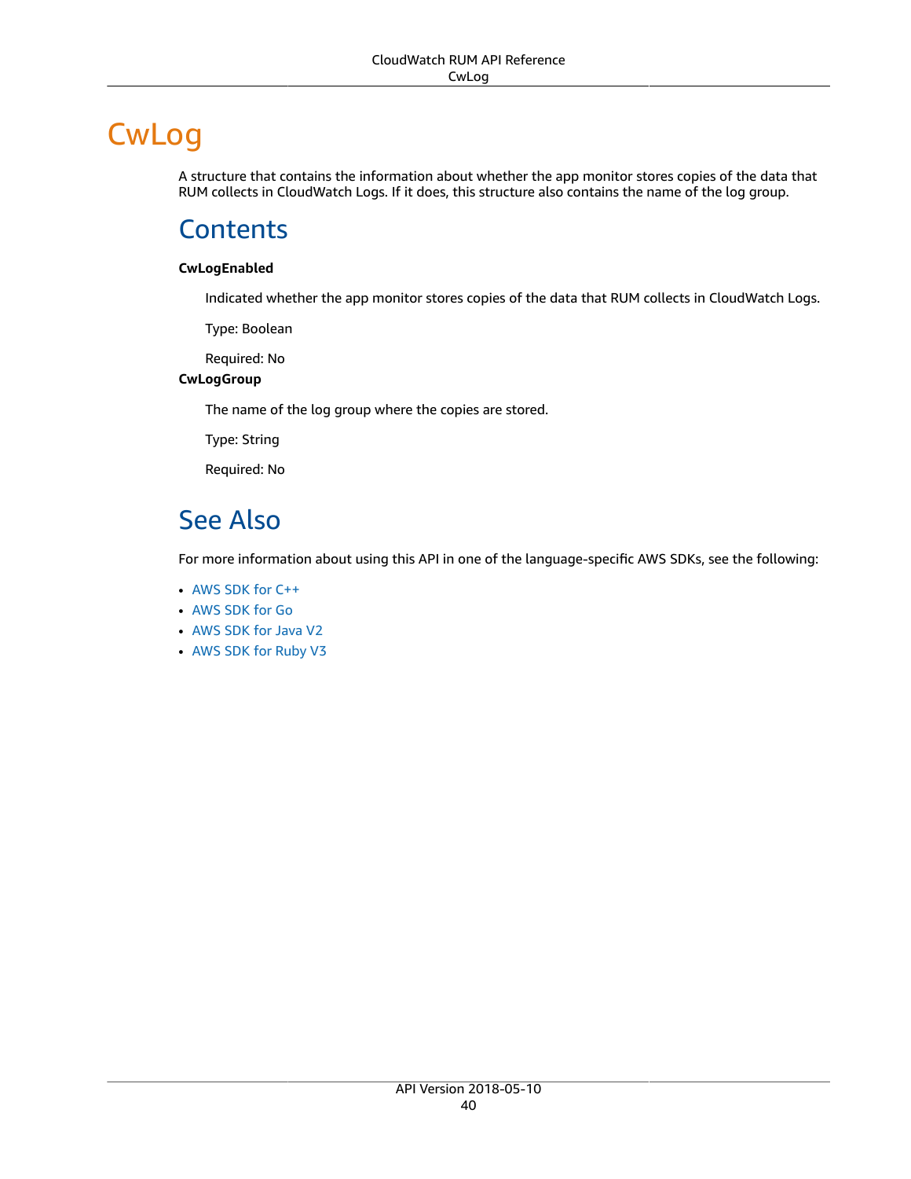# CwLog

A structure that contains the information about whether the app monitor stores copies of the data that RUM collects in CloudWatch Logs. If it does, this structure also contains the name of the log group.

## Contents

**CwLogEnabled**

Indicated whether the app monitor stores copies of the data that RUM collects in CloudWatch Logs.

Type: Boolean

Required: No

**CwLogGroup**

The name of the log group where the copies are stored.

Type: String

Required: No

## See Also

For more information about using this API in one of the language-specific AWS SDKs, see the following:

- AWS SDK for C++
- AWS SDK for Go
- AWS SDK for Java V2
- AWS SDK for Ruby V3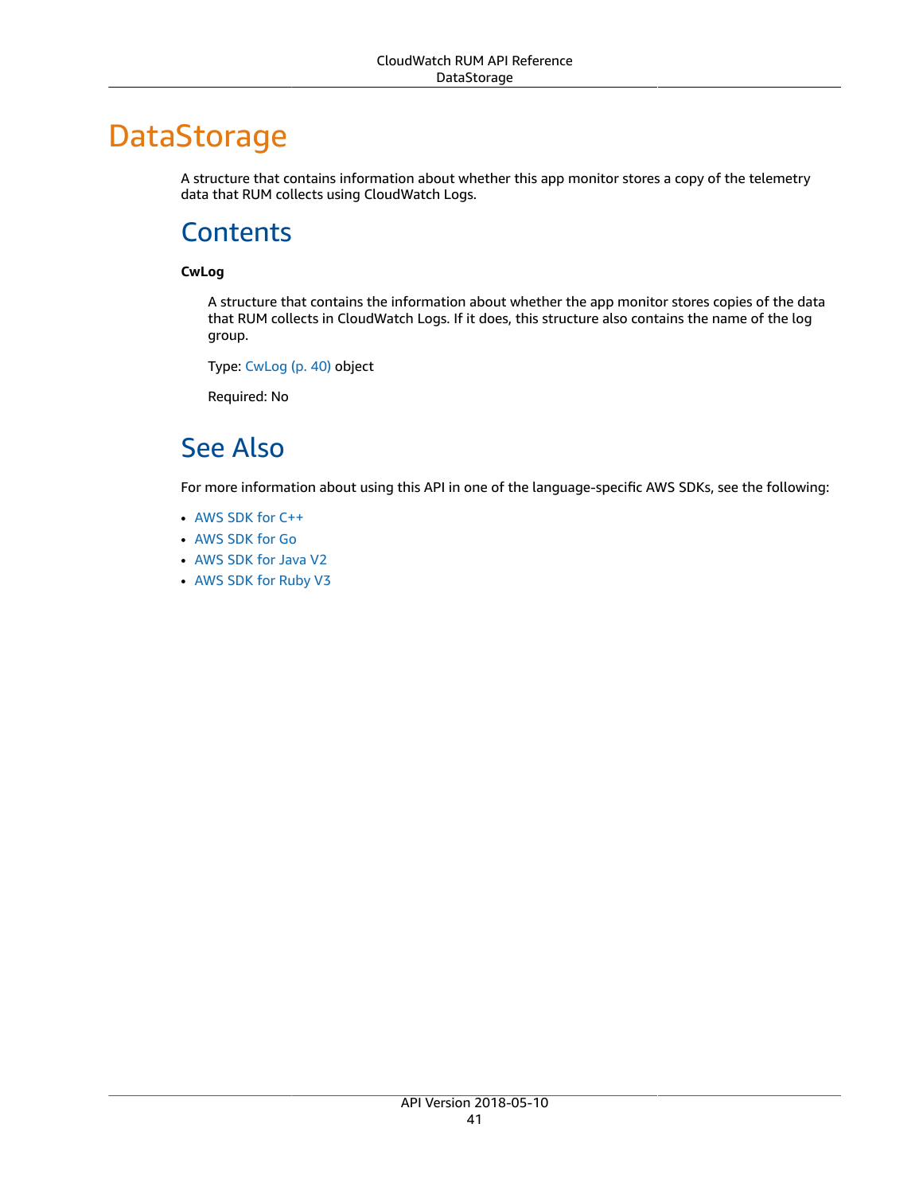# DataStorage

A structure that contains information about whether this app monitor stores a copy of the telemetry data that RUM collects using CloudWatch Logs.

## Contents

**CwLog**

A structure that contains the information about whether the app monitor stores copies of the data that RUM collects in CloudWatch Logs. If it does, this structure also contains the name of the log group.

Type: CwLog (p. 40) object

Required: No

## See Also

For more information about using this API in one of the language-specific AWS SDKs, see the following:

- AWS SDK for C++
- AWS SDK for Go
- AWS SDK for Java V2
- AWS SDK for Ruby V3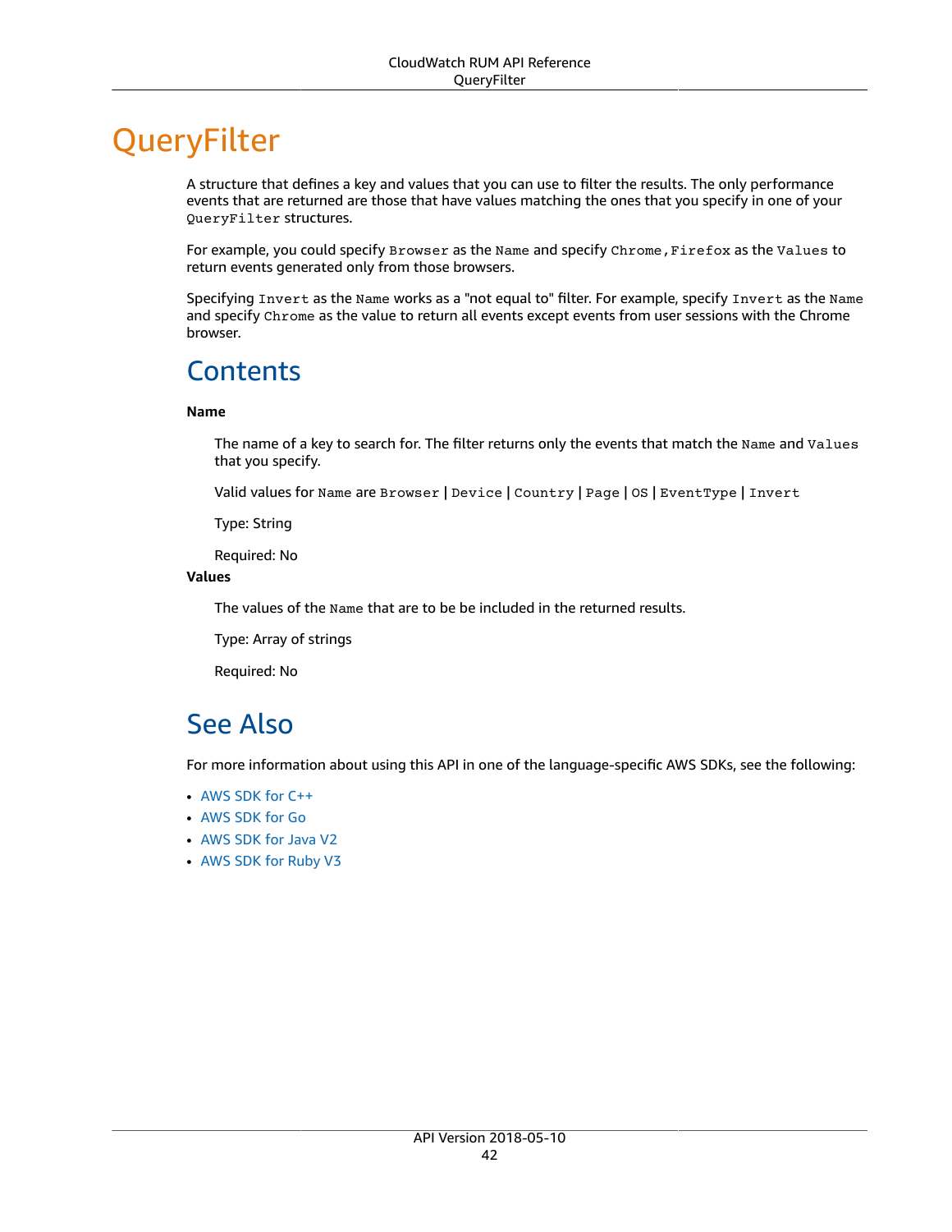# QueryFilter

A structure that defines a key and values that you can use to filter the results. The only performance events that are returned are those that have values matching the ones that you specify in one of your `QueryFilter` structures.

For example, you could specify `Browser` as the `Name` and specify `Chrome,Firefox` as the `Values` to return events generated only from those browsers.

Specifying `Invert` as the `Name` works as a "not equal to" filter. For example, specify `Invert` as the `Name` and specify `Chrome` as the value to return all events except events from user sessions with the Chrome browser.

## Contents

**Name**

The name of a key to search for. The filter returns only the events that match the `Name` and `Values` that you specify.

Valid values for `Name` are `Browser` | `Device` | `Country` | `Page` | `OS` | `EventType` | `Invert`

Type: String

Required: No

**Values**

The values of the `Name` that are to be be included in the returned results.

Type: Array of strings

Required: No

## See Also

For more information about using this API in one of the language-specific AWS SDKs, see the following:

- AWS SDK for C++
- AWS SDK for Go
- AWS SDK for Java V2
- AWS SDK for Ruby V3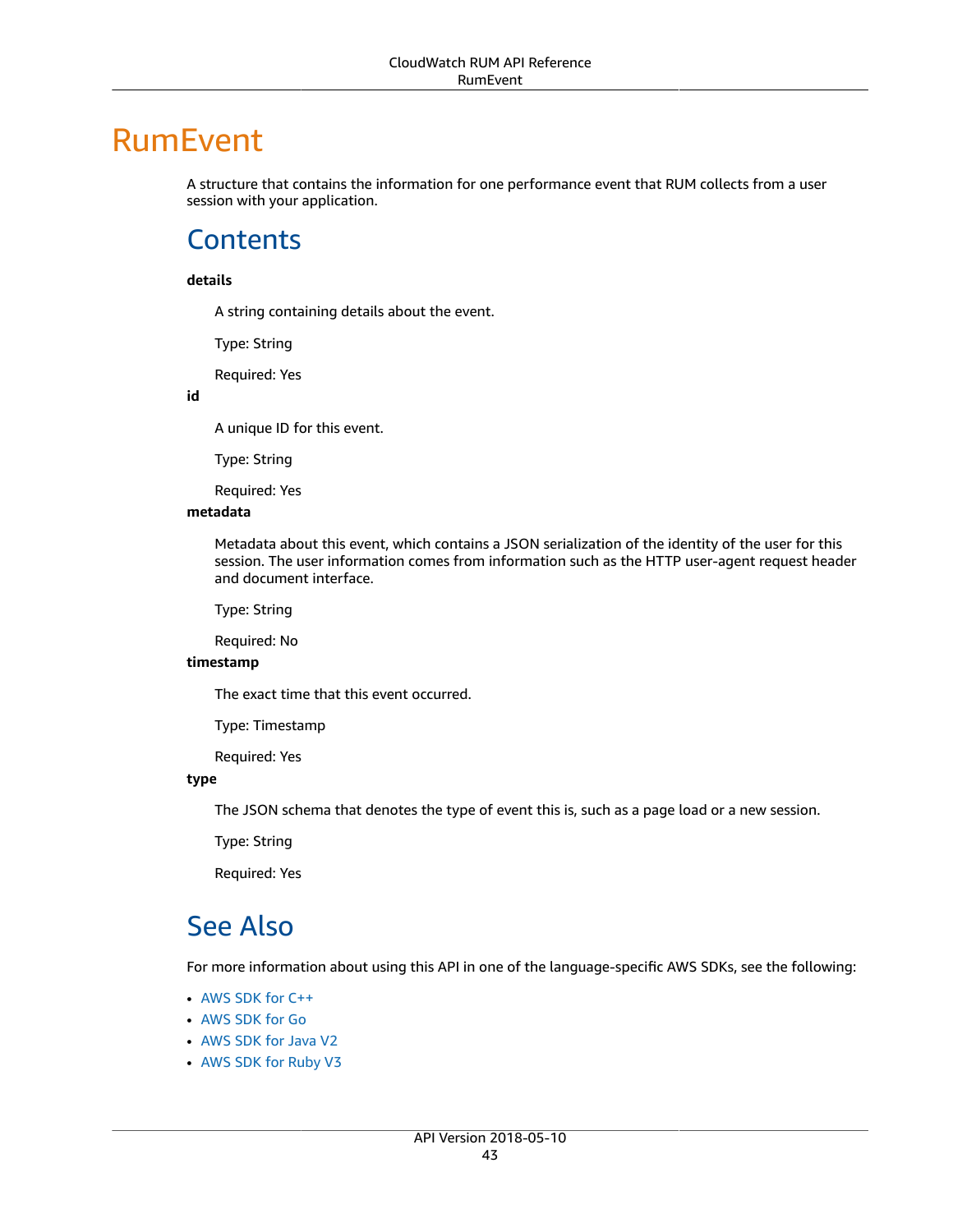# RumEvent

A structure that contains the information for one performance event that RUM collects from a user session with your application.

## Contents

**details**

A string containing details about the event.

Type: String

Required: Yes

**id**

A unique ID for this event.

Type: String

Required: Yes

**metadata**

Metadata about this event, which contains a JSON serialization of the identity of the user for this session. The user information comes from information such as the HTTP user-agent request header and document interface.

Type: String

Required: No

**timestamp**

The exact time that this event occurred.

Type: Timestamp

Required: Yes

**type**

The JSON schema that denotes the type of event this is, such as a page load or a new session.

Type: String

Required: Yes

## See Also

For more information about using this API in one of the language-specific AWS SDKs, see the following:

- AWS SDK for C++
- AWS SDK for Go
- AWS SDK for Java V2
- AWS SDK for Ruby V3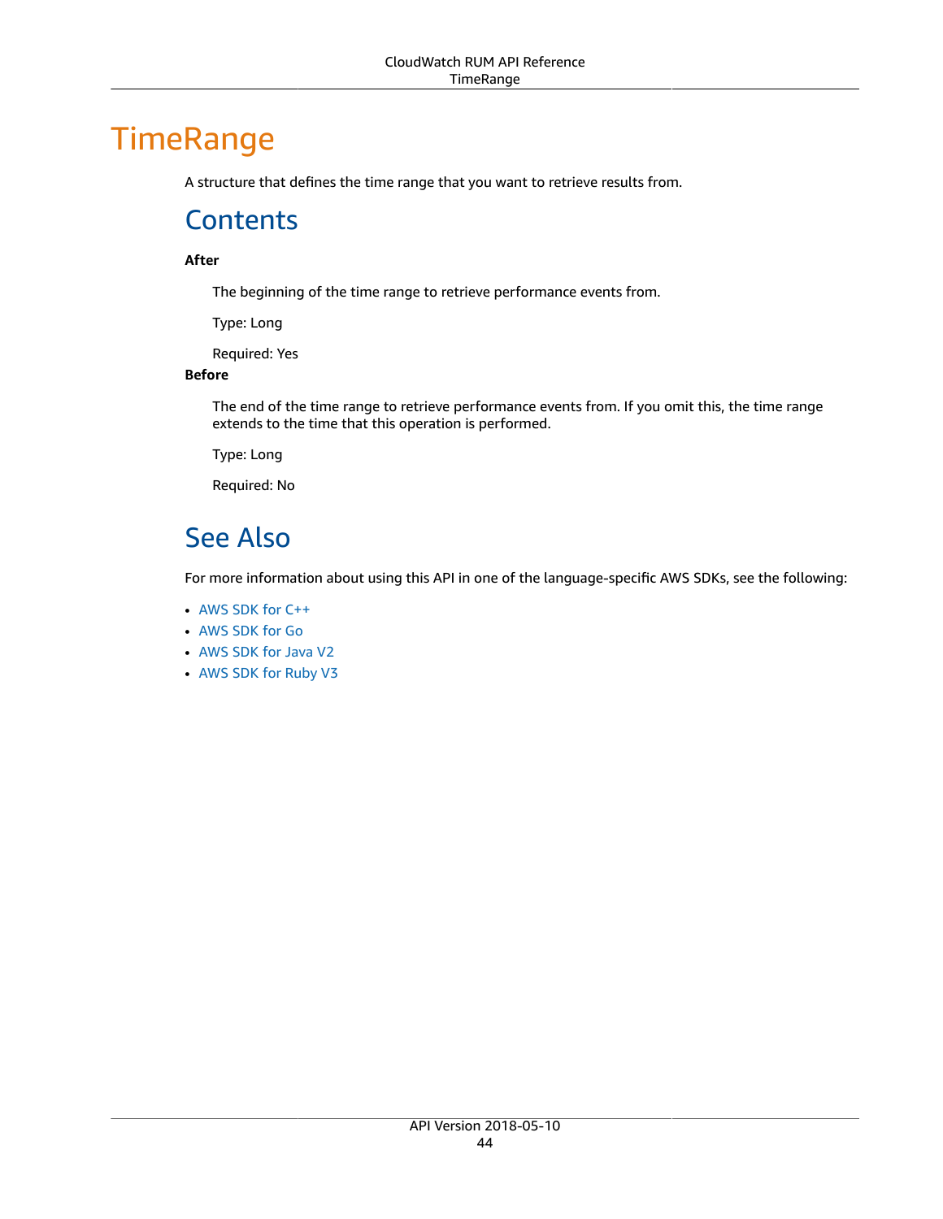# TimeRange

A structure that defines the time range that you want to retrieve results from.

## Contents

**After**

The beginning of the time range to retrieve performance events from.

Type: Long

Required: Yes

**Before**

The end of the time range to retrieve performance events from. If you omit this, the time range extends to the time that this operation is performed.

Type: Long

Required: No

## See Also

For more information about using this API in one of the language-specific AWS SDKs, see the following:

- AWS SDK for C++
- AWS SDK for Go
- AWS SDK for Java V2
- AWS SDK for Ruby V3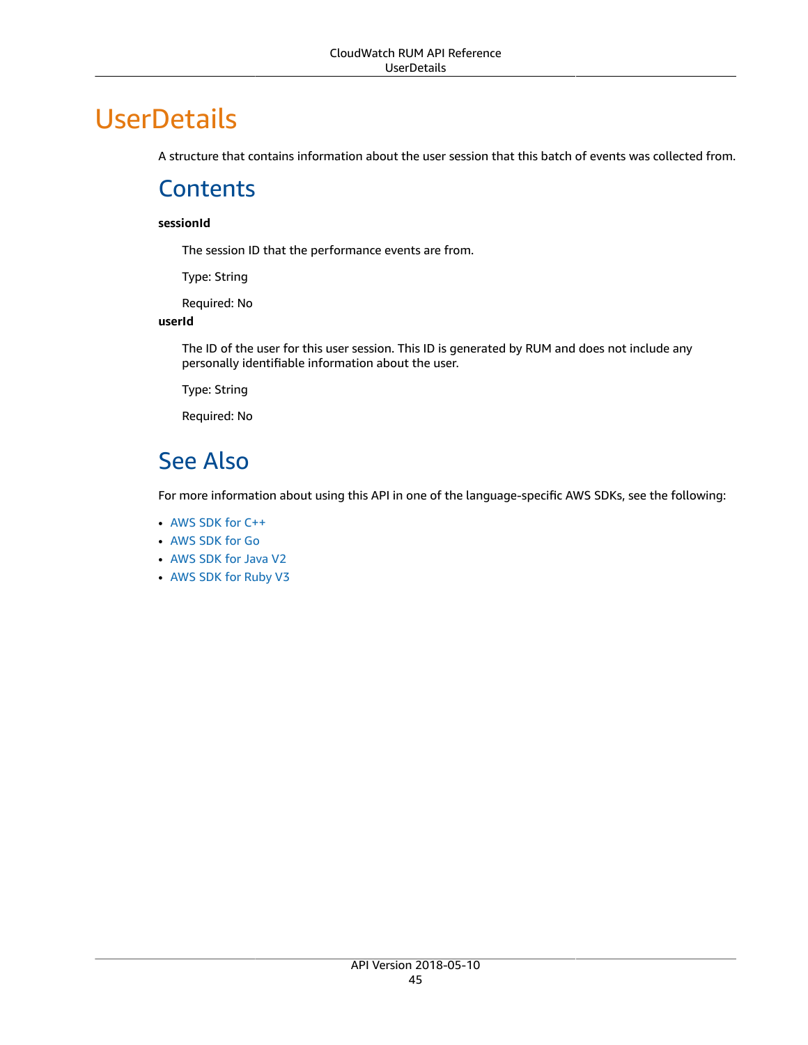# UserDetails

A structure that contains information about the user session that this batch of events was collected from.

## Contents

**sessionId**

The session ID that the performance events are from.

Type: String

Required: No

**userId**

The ID of the user for this user session. This ID is generated by RUM and does not include any personally identifiable information about the user.

Type: String

Required: No

## See Also

For more information about using this API in one of the language-specific AWS SDKs, see the following:

- AWS SDK for C++
- AWS SDK for Go
- AWS SDK for Java V2
- AWS SDK for Ruby V3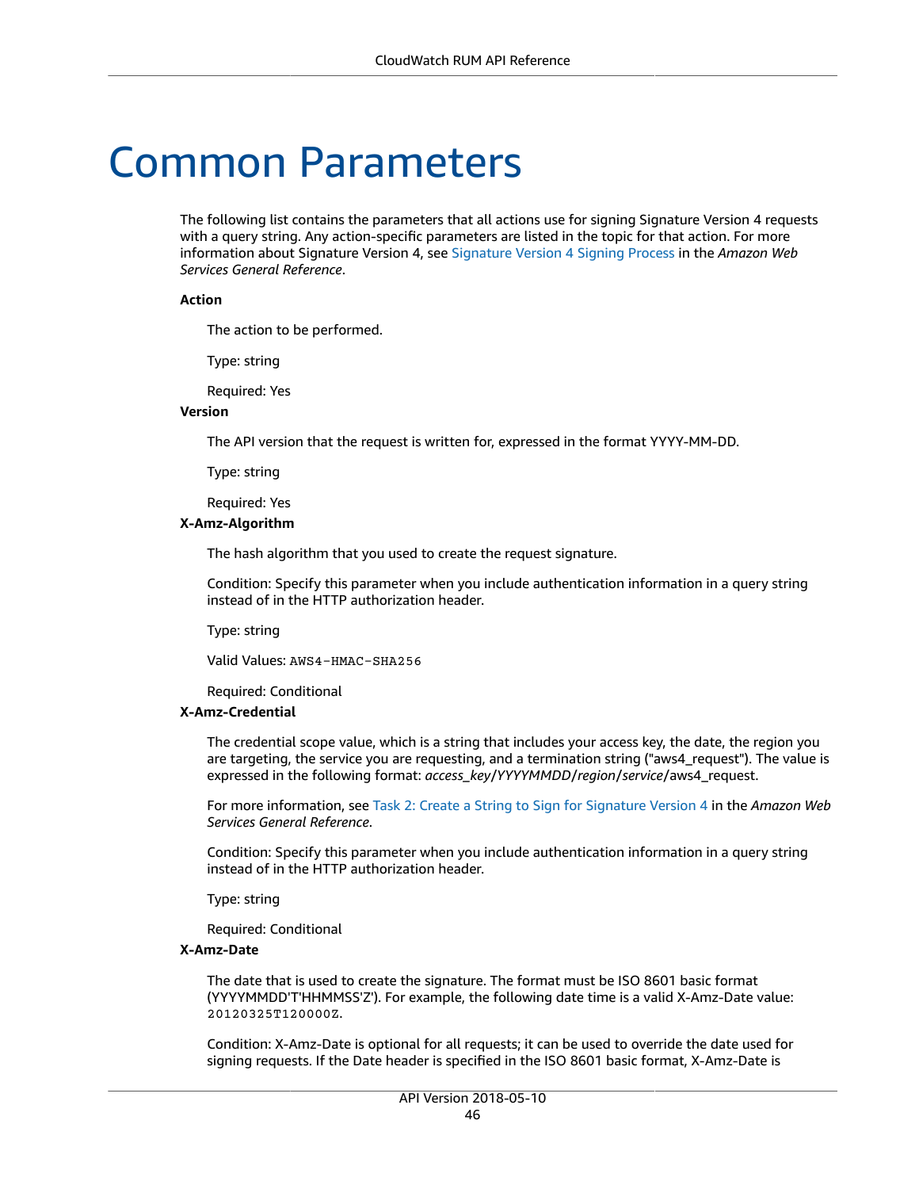# Common Parameters

The following list contains the parameters that all actions use for signing Signature Version 4 requests with a query string. Any action-specific parameters are listed in the topic for that action. For more information about Signature Version 4, see Signature Version 4 Signing Process in the *Amazon Web Services General Reference*.

**Action**

The action to be performed.

Type: string

Required: Yes

**Version**

The API version that the request is written for, expressed in the format YYYY-MM-DD.

Type: string

Required: Yes

**X-Amz-Algorithm**

The hash algorithm that you used to create the request signature.

Condition: Specify this parameter when you include authentication information in a query string instead of in the HTTP authorization header.

Type: string

Valid Values: `AWS4-HMAC-SHA256`

Required: Conditional

**X-Amz-Credential**

The credential scope value, which is a string that includes your access key, the date, the region you are targeting, the service you are requesting, and a termination string ("aws4_request"). The value is expressed in the following format: *access_key*/*YYYYMMDD*/*region*/*service*/aws4_request.

For more information, see Task 2: Create a String to Sign for Signature Version 4 in the *Amazon Web Services General Reference*.

Condition: Specify this parameter when you include authentication information in a query string instead of in the HTTP authorization header.

Type: string

Required: Conditional

**X-Amz-Date**

The date that is used to create the signature. The format must be ISO 8601 basic format (YYYYMMDD'T'HHMMSS'Z'). For example, the following date time is a valid X-Amz-Date value: `20120325T120000Z`.

Condition: X-Amz-Date is optional for all requests; it can be used to override the date used for signing requests. If the Date header is specified in the ISO 8601 basic format, X-Amz-Date is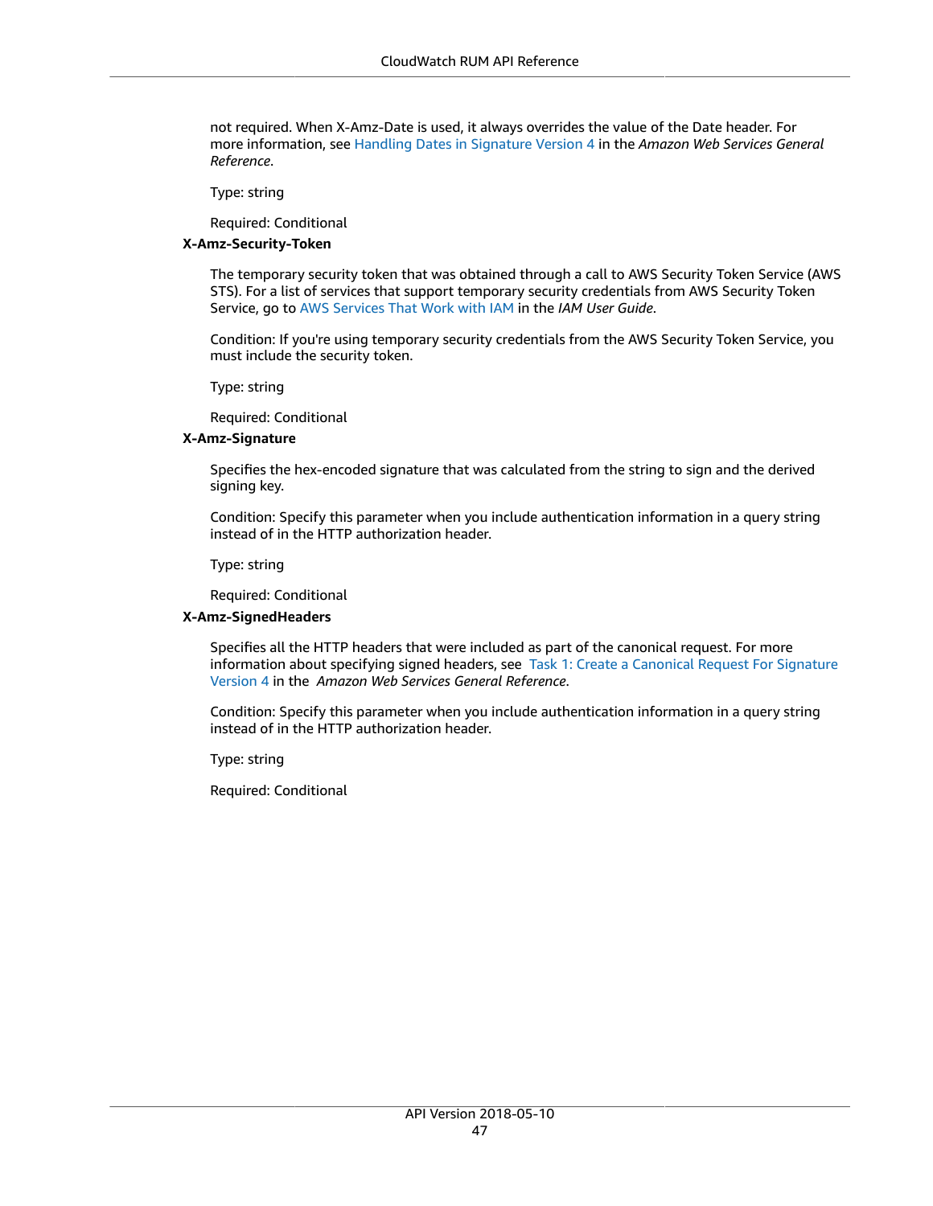not required. When X-Amz-Date is used, it always overrides the value of the Date header. For more information, see Handling Dates in Signature Version 4 in the *Amazon Web Services General Reference*.

Type: string

Required: Conditional

**X-Amz-Security-Token**

The temporary security token that was obtained through a call to AWS Security Token Service (AWS STS). For a list of services that support temporary security credentials from AWS Security Token Service, go to AWS Services That Work with IAM in the *IAM User Guide*.

Condition: If you're using temporary security credentials from the AWS Security Token Service, you must include the security token.

Type: string

Required: Conditional

**X-Amz-Signature**

Specifies the hex-encoded signature that was calculated from the string to sign and the derived signing key.

Condition: Specify this parameter when you include authentication information in a query string instead of in the HTTP authorization header.

Type: string

Required: Conditional

**X-Amz-SignedHeaders**

Specifies all the HTTP headers that were included as part of the canonical request. For more information about specifying signed headers, see Task 1: Create a Canonical Request For Signature Version 4 in the *Amazon Web Services General Reference*.

Condition: Specify this parameter when you include authentication information in a query string instead of in the HTTP authorization header.

Type: string

Required: Conditional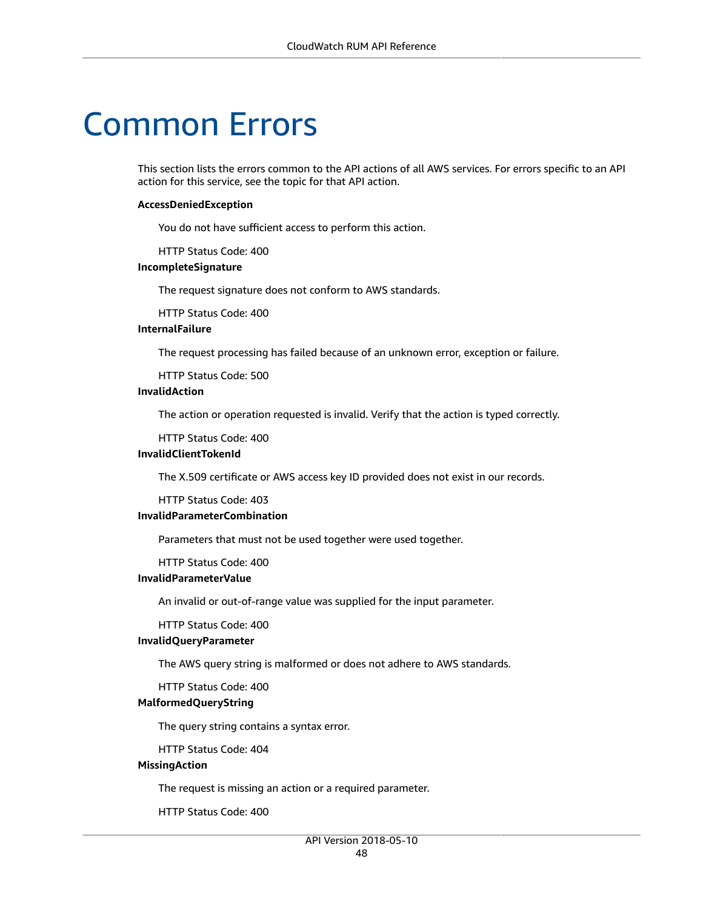# Common Errors

This section lists the errors common to the API actions of all AWS services. For errors specific to an API action for this service, see the topic for that API action.

**AccessDeniedException**

You do not have sufficient access to perform this action.

HTTP Status Code: 400

**IncompleteSignature**

The request signature does not conform to AWS standards.

HTTP Status Code: 400

**InternalFailure**

The request processing has failed because of an unknown error, exception or failure.

HTTP Status Code: 500

**InvalidAction**

The action or operation requested is invalid. Verify that the action is typed correctly.

HTTP Status Code: 400

**InvalidClientTokenId**

The X.509 certificate or AWS access key ID provided does not exist in our records.

HTTP Status Code: 403

**InvalidParameterCombination**

Parameters that must not be used together were used together.

HTTP Status Code: 400

**InvalidParameterValue**

An invalid or out-of-range value was supplied for the input parameter.

HTTP Status Code: 400

**InvalidQueryParameter**

The AWS query string is malformed or does not adhere to AWS standards.

HTTP Status Code: 400

**MalformedQueryString**

The query string contains a syntax error.

HTTP Status Code: 404

**MissingAction**

The request is missing an action or a required parameter.

HTTP Status Code: 400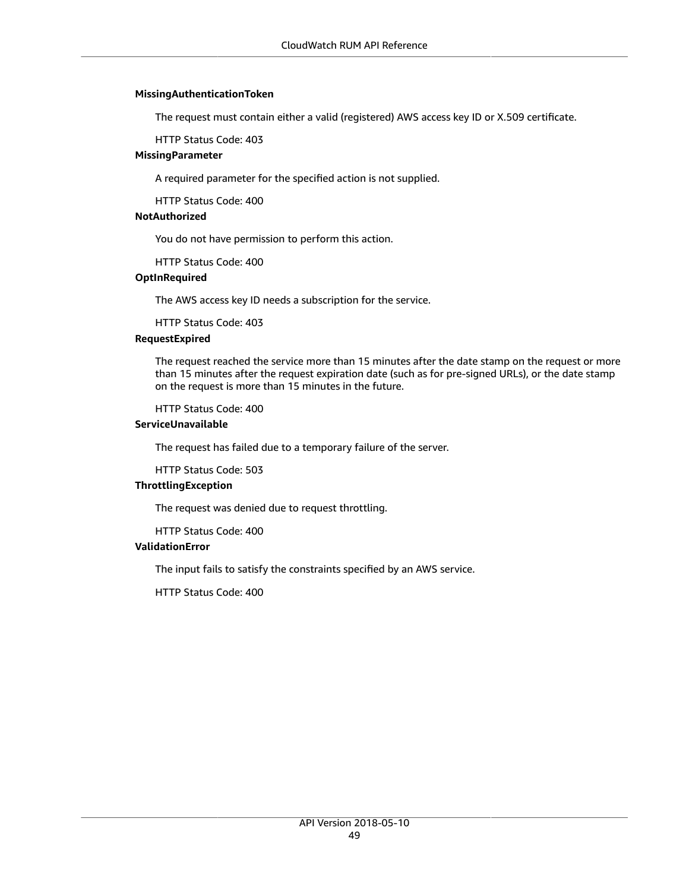**MissingAuthenticationToken**

The request must contain either a valid (registered) AWS access key ID or X.509 certificate.

HTTP Status Code: 403

**MissingParameter**

A required parameter for the specified action is not supplied.

HTTP Status Code: 400

**NotAuthorized**

You do not have permission to perform this action.

HTTP Status Code: 400

**OptInRequired**

The AWS access key ID needs a subscription for the service.

HTTP Status Code: 403

**RequestExpired**

The request reached the service more than 15 minutes after the date stamp on the request or more than 15 minutes after the request expiration date (such as for pre-signed URLs), or the date stamp on the request is more than 15 minutes in the future.

HTTP Status Code: 400

**ServiceUnavailable**

The request has failed due to a temporary failure of the server.

HTTP Status Code: 503

**ThrottlingException**

The request was denied due to request throttling.

HTTP Status Code: 400

**ValidationError**

The input fails to satisfy the constraints specified by an AWS service.

HTTP Status Code: 400